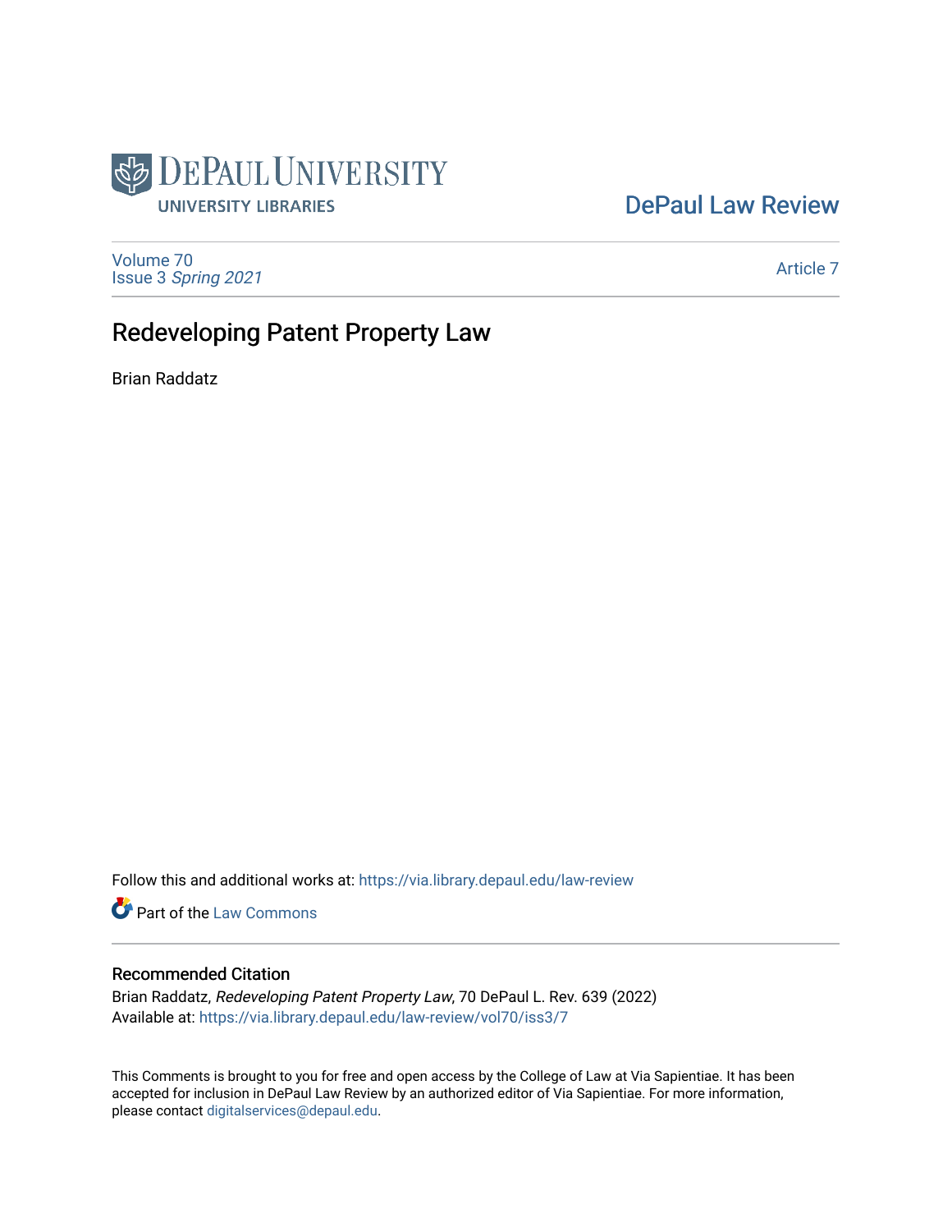DePaul University Libraries

DePaul Law Review

Volume 70
Issue 3 *Spring 2021*

Article 7

# Redeveloping Patent Property Law

Brian Raddatz

Follow this and additional works at: https://via.library.depaul.edu/law-review

Part of the Law Commons

## Recommended Citation

Brian Raddatz, *Redeveloping Patent Property Law*, 70 DePaul L. Rev. 639 (2022)
Available at: https://via.library.depaul.edu/law-review/vol70/iss3/7

This Comments is brought to you for free and open access by the College of Law at Via Sapientiae. It has been accepted for inclusion in DePaul Law Review by an authorized editor of Via Sapientiae. For more information, please contact digitalservices@depaul.edu.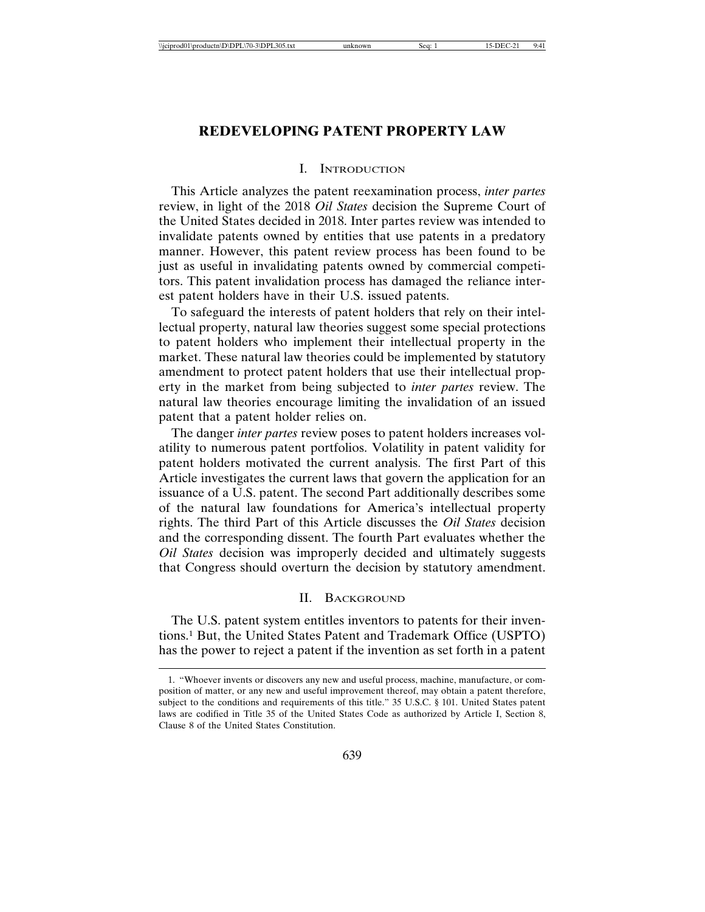# REDEVELOPING PATENT PROPERTY LAW

## I. Introduction

This Article analyzes the patent reexamination process, *inter partes* review, in light of the 2018 *Oil States* decision the Supreme Court of the United States decided in 2018. Inter partes review was intended to invalidate patents owned by entities that use patents in a predatory manner. However, this patent review process has been found to be just as useful in invalidating patents owned by commercial competitors. This patent invalidation process has damaged the reliance interest patent holders have in their U.S. issued patents.

To safeguard the interests of patent holders that rely on their intellectual property, natural law theories suggest some special protections to patent holders who implement their intellectual property in the market. These natural law theories could be implemented by statutory amendment to protect patent holders that use their intellectual property in the market from being subjected to *inter partes* review. The natural law theories encourage limiting the invalidation of an issued patent that a patent holder relies on.

The danger *inter partes* review poses to patent holders increases volatility to numerous patent portfolios. Volatility in patent validity for patent holders motivated the current analysis. The first Part of this Article investigates the current laws that govern the application for an issuance of a U.S. patent. The second Part additionally describes some of the natural law foundations for America's intellectual property rights. The third Part of this Article discusses the *Oil States* decision and the corresponding dissent. The fourth Part evaluates whether the *Oil States* decision was improperly decided and ultimately suggests that Congress should overturn the decision by statutory amendment.

## II. Background

The U.S. patent system entitles inventors to patents for their inventions.[1] But, the United States Patent and Trademark Office (USPTO) has the power to reject a patent if the invention as set forth in a patent

---

1. "Whoever invents or discovers any new and useful process, machine, manufacture, or composition of matter, or any new and useful improvement thereof, may obtain a patent therefore, subject to the conditions and requirements of this title." 35 U.S.C. § 101. United States patent laws are codified in Title 35 of the United States Code as authorized by Article I, Section 8, Clause 8 of the United States Constitution.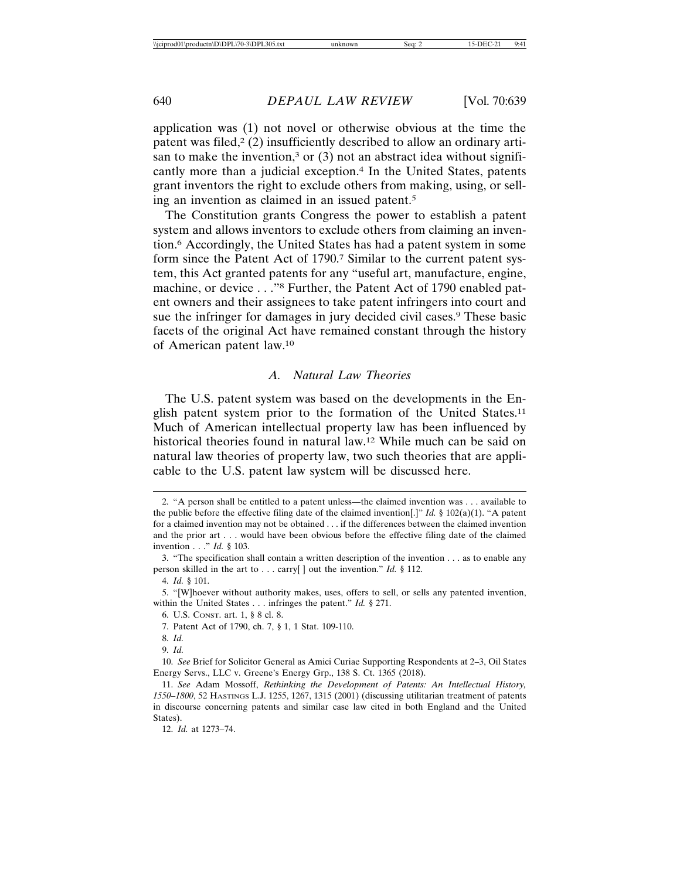application was (1) not novel or otherwise obvious at the time the patent was filed,[2] (2) insufficiently described to allow an ordinary artisan to make the invention,[3] or (3) not an abstract idea without significantly more than a judicial exception.[4] In the United States, patents grant inventors the right to exclude others from making, using, or selling an invention as claimed in an issued patent.[5]

The Constitution grants Congress the power to establish a patent system and allows inventors to exclude others from claiming an invention.[6] Accordingly, the United States has had a patent system in some form since the Patent Act of 1790.[7] Similar to the current patent system, this Act granted patents for any "useful art, manufacture, engine, machine, or device . . ."[8] Further, the Patent Act of 1790 enabled patent owners and their assignees to take patent infringers into court and sue the infringer for damages in jury decided civil cases.[9] These basic facets of the original Act have remained constant through the history of American patent law.[10]

### *A. Natural Law Theories*

The U.S. patent system was based on the developments in the English patent system prior to the formation of the United States.[11] Much of American intellectual property law has been influenced by historical theories found in natural law.[12] While much can be said on natural law theories of property law, two such theories that are applicable to the U.S. patent law system will be discussed here.

---

2. "A person shall be entitled to a patent unless—the claimed invention was . . . available to the public before the effective filing date of the claimed invention[.]" *Id.* § 102(a)(1). "A patent for a claimed invention may not be obtained . . . if the differences between the claimed invention and the prior art . . . would have been obvious before the effective filing date of the claimed invention . . ." *Id.* § 103.

3. "The specification shall contain a written description of the invention . . . as to enable any person skilled in the art to . . . carry[ ] out the invention." *Id.* § 112.

4. *Id.* § 101.

5. "[W]hoever without authority makes, uses, offers to sell, or sells any patented invention, within the United States . . . infringes the patent." *Id.* § 271.

6. U.S. CONST. art. 1, § 8 cl. 8.

7. Patent Act of 1790, ch. 7, § 1, 1 Stat. 109-110.

8. *Id.*

9. *Id.*

10. *See* Brief for Solicitor General as Amici Curiae Supporting Respondents at 2–3, Oil States Energy Servs., LLC v. Greene's Energy Grp., 138 S. Ct. 1365 (2018).

11. *See* Adam Mossoff, *Rethinking the Development of Patents: An Intellectual History, 1550–1800*, 52 HASTINGS L.J. 1255, 1267, 1315 (2001) (discussing utilitarian treatment of patents in discourse concerning patents and similar case law cited in both England and the United States).

12. *Id.* at 1273–74.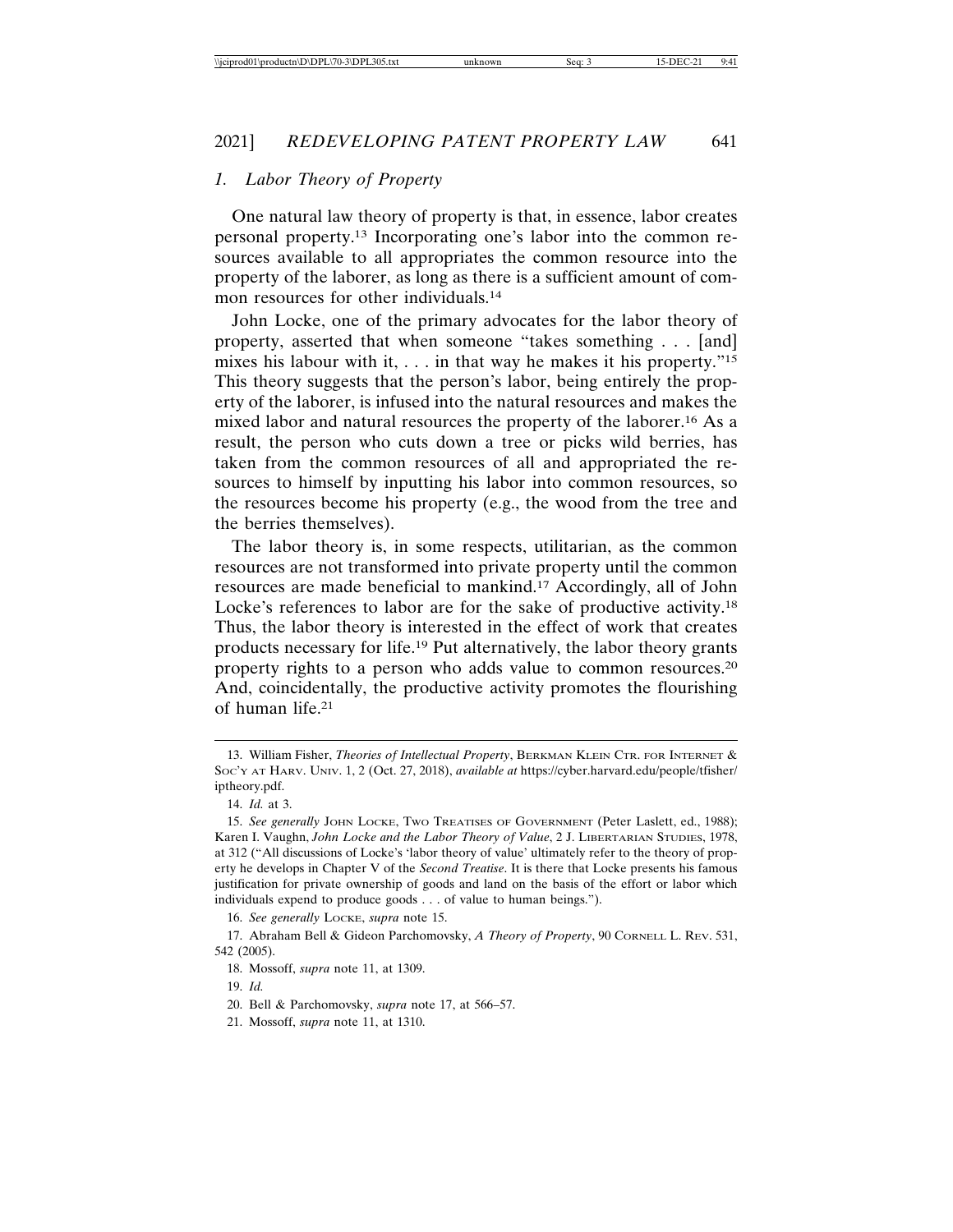### 1. *Labor Theory of Property*

One natural law theory of property is that, in essence, labor creates personal property.[13] Incorporating one's labor into the common resources available to all appropriates the common resource into the property of the laborer, as long as there is a sufficient amount of common resources for other individuals.[14]

John Locke, one of the primary advocates for the labor theory of property, asserted that when someone "takes something . . . [and] mixes his labour with it, . . . in that way he makes it his property."[15] This theory suggests that the person's labor, being entirely the property of the laborer, is infused into the natural resources and makes the mixed labor and natural resources the property of the laborer.[16] As a result, the person who cuts down a tree or picks wild berries, has taken from the common resources of all and appropriated the resources to himself by inputting his labor into common resources, so the resources become his property (e.g., the wood from the tree and the berries themselves).

The labor theory is, in some respects, utilitarian, as the common resources are not transformed into private property until the common resources are made beneficial to mankind.[17] Accordingly, all of John Locke's references to labor are for the sake of productive activity.[18] Thus, the labor theory is interested in the effect of work that creates products necessary for life.[19] Put alternatively, the labor theory grants property rights to a person who adds value to common resources.[20] And, coincidentally, the productive activity promotes the flourishing of human life.[21]

---

13. William Fisher, *Theories of Intellectual Property*, BERKMAN KLEIN CTR. FOR INTERNET & SOC'Y AT HARV. UNIV. 1, 2 (Oct. 27, 2018), *available at* https://cyber.harvard.edu/people/tfisher/iptheory.pdf.

14. *Id.* at 3.

15. *See generally* JOHN LOCKE, TWO TREATISES OF GOVERNMENT (Peter Laslett, ed., 1988); Karen I. Vaughn, *John Locke and the Labor Theory of Value*, 2 J. LIBERTARIAN STUDIES, 1978, at 312 ("All discussions of Locke's 'labor theory of value' ultimately refer to the theory of property he develops in Chapter V of the *Second Treatise*. It is there that Locke presents his famous justification for private ownership of goods and land on the basis of the effort or labor which individuals expend to produce goods . . . of value to human beings.").

16. *See generally* LOCKE, *supra* note 15.

17. Abraham Bell & Gideon Parchomovsky, *A Theory of Property*, 90 CORNELL L. REV. 531, 542 (2005).

18. Mossoff, *supra* note 11, at 1309.

19. *Id.*

20. Bell & Parchomovsky, *supra* note 17, at 566–57.

21. Mossoff, *supra* note 11, at 1310.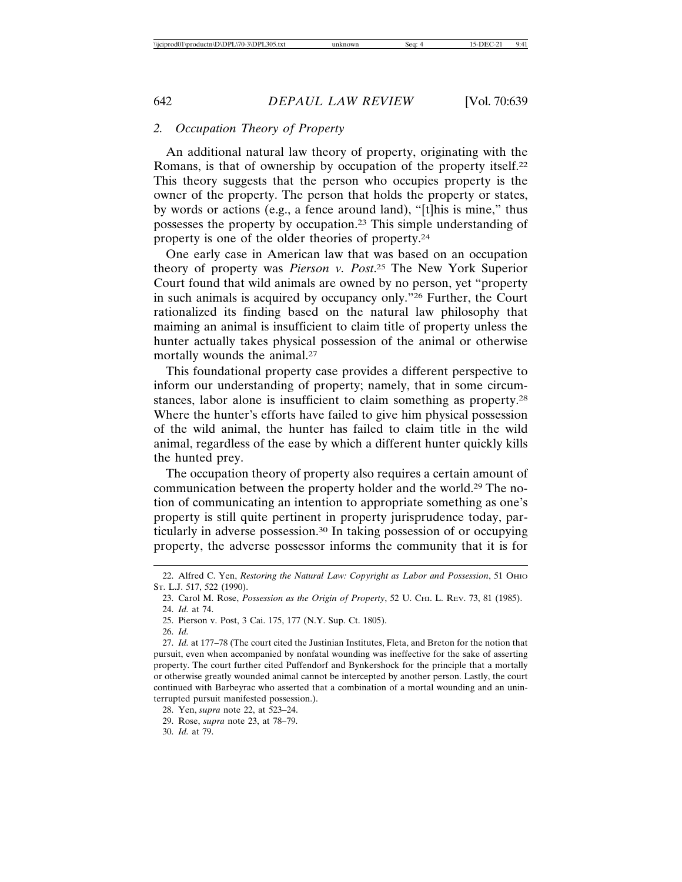### 2. *Occupation Theory of Property*

An additional natural law theory of property, originating with the Romans, is that of ownership by occupation of the property itself.[22] This theory suggests that the person who occupies property is the owner of the property. The person that holds the property or states, by words or actions (e.g., a fence around land), "[t]his is mine," thus possesses the property by occupation.[23] This simple understanding of property is one of the older theories of property.[24]

One early case in American law that was based on an occupation theory of property was *Pierson v. Post*.[25] The New York Superior Court found that wild animals are owned by no person, yet "property in such animals is acquired by occupancy only."[26] Further, the Court rationalized its finding based on the natural law philosophy that maiming an animal is insufficient to claim title of property unless the hunter actually takes physical possession of the animal or otherwise mortally wounds the animal.[27]

This foundational property case provides a different perspective to inform our understanding of property; namely, that in some circumstances, labor alone is insufficient to claim something as property.[28] Where the hunter's efforts have failed to give him physical possession of the wild animal, the hunter has failed to claim title in the wild animal, regardless of the ease by which a different hunter quickly kills the hunted prey.

The occupation theory of property also requires a certain amount of communication between the property holder and the world.[29] The notion of communicating an intention to appropriate something as one's property is still quite pertinent in property jurisprudence today, particularly in adverse possession.[30] In taking possession of or occupying property, the adverse possessor informs the community that it is for

---

22. Alfred C. Yen, *Restoring the Natural Law: Copyright as Labor and Possession*, 51 Ohio St. L.J. 517, 522 (1990).

23. Carol M. Rose, *Possession as the Origin of Property*, 52 U. Chi. L. Rev. 73, 81 (1985).

24. *Id.* at 74.

25. Pierson v. Post, 3 Cai. 175, 177 (N.Y. Sup. Ct. 1805).

26. *Id.*

27. *Id.* at 177–78 (The court cited the Justinian Institutes, Fleta, and Breton for the notion that pursuit, even when accompanied by nonfatal wounding was ineffective for the sake of asserting property. The court further cited Puffendorf and Bynkershock for the principle that a mortally or otherwise greatly wounded animal cannot be intercepted by another person. Lastly, the court continued with Barbeyrac who asserted that a combination of a mortal wounding and an uninterrupted pursuit manifested possession.).

28. Yen, *supra* note 22, at 523–24.

29. Rose, *supra* note 23, at 78–79.

30. *Id.* at 79.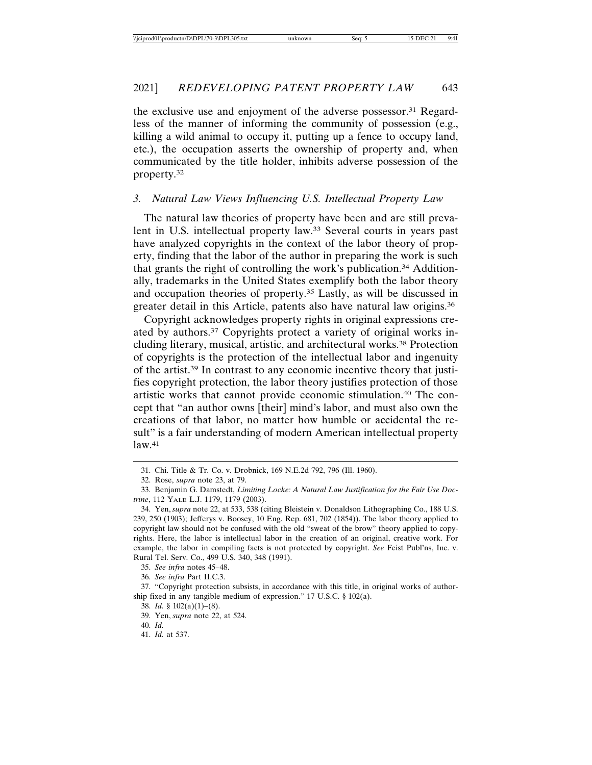the exclusive use and enjoyment of the adverse possessor.[31] Regardless of the manner of informing the community of possession (e.g., killing a wild animal to occupy it, putting up a fence to occupy land, etc.), the occupation asserts the ownership of property and, when communicated by the title holder, inhibits adverse possession of the property.[32]

### *3. Natural Law Views Influencing U.S. Intellectual Property Law*

The natural law theories of property have been and are still prevalent in U.S. intellectual property law.[33] Several courts in years past have analyzed copyrights in the context of the labor theory of property, finding that the labor of the author in preparing the work is such that grants the right of controlling the work's publication.[34] Additionally, trademarks in the United States exemplify both the labor theory and occupation theories of property.[35] Lastly, as will be discussed in greater detail in this Article, patents also have natural law origins.[36]

Copyright acknowledges property rights in original expressions created by authors.[37] Copyrights protect a variety of original works including literary, musical, artistic, and architectural works.[38] Protection of copyrights is the protection of the intellectual labor and ingenuity of the artist.[39] In contrast to any economic incentive theory that justifies copyright protection, the labor theory justifies protection of those artistic works that cannot provide economic stimulation.[40] The concept that "an author owns [their] mind's labor, and must also own the creations of that labor, no matter how humble or accidental the result" is a fair understanding of modern American intellectual property law.[41]

---

31. Chi. Title & Tr. Co. v. Drobnick, 169 N.E.2d 792, 796 (Ill. 1960).

32. Rose, *supra* note 23, at 79.

33. Benjamin G. Damstedt, *Limiting Locke: A Natural Law Justification for the Fair Use Doctrine*, 112 YALE L.J. 1179, 1179 (2003).

34. Yen, *supra* note 22, at 533, 538 (citing Bleistein v. Donaldson Lithographing Co., 188 U.S. 239, 250 (1903); Jefferys v. Boosey, 10 Eng. Rep. 681, 702 (1854)). The labor theory applied to copyright law should not be confused with the old "sweat of the brow" theory applied to copyrights. Here, the labor is intellectual labor in the creation of an original, creative work. For example, the labor in compiling facts is not protected by copyright. *See* Feist Publ'ns, Inc. v. Rural Tel. Serv. Co., 499 U.S. 340, 348 (1991).

35. *See infra* notes 45–48.

36. *See infra* Part II.C.3.

37. "Copyright protection subsists, in accordance with this title, in original works of authorship fixed in any tangible medium of expression." 17 U.S.C. § 102(a).

38. *Id.* § 102(a)(1)–(8).

39. Yen, *supra* note 22, at 524.

40. *Id.*

41. *Id.* at 537.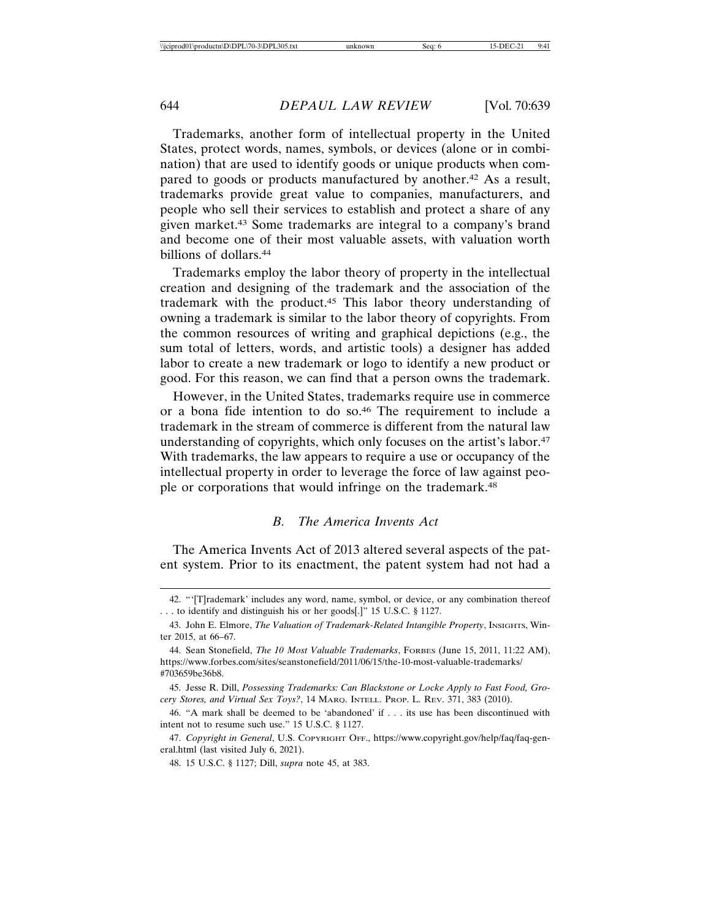Trademarks, another form of intellectual property in the United States, protect words, names, symbols, or devices (alone or in combination) that are used to identify goods or unique products when compared to goods or products manufactured by another.[42] As a result, trademarks provide great value to companies, manufacturers, and people who sell their services to establish and protect a share of any given market.[43] Some trademarks are integral to a company's brand and become one of their most valuable assets, with valuation worth billions of dollars.[44]

Trademarks employ the labor theory of property in the intellectual creation and designing of the trademark and the association of the trademark with the product.[45] This labor theory understanding of owning a trademark is similar to the labor theory of copyrights. From the common resources of writing and graphical depictions (e.g., the sum total of letters, words, and artistic tools) a designer has added labor to create a new trademark or logo to identify a new product or good. For this reason, we can find that a person owns the trademark.

However, in the United States, trademarks require use in commerce or a bona fide intention to do so.[46] The requirement to include a trademark in the stream of commerce is different from the natural law understanding of copyrights, which only focuses on the artist's labor.[47] With trademarks, the law appears to require a use or occupancy of the intellectual property in order to leverage the force of law against people or corporations that would infringe on the trademark.[48]

### *B. The America Invents Act*

The America Invents Act of 2013 altered several aspects of the patent system. Prior to its enactment, the patent system had not had a

---

42. "'[T]rademark' includes any word, name, symbol, or device, or any combination thereof . . . to identify and distinguish his or her goods[.]" 15 U.S.C. § 1127.

43. John E. Elmore, *The Valuation of Trademark-Related Intangible Property*, Insights, Winter 2015, at 66–67.

44. Sean Stonefield, *The 10 Most Valuable Trademarks*, Forbes (June 15, 2011, 11:22 AM), https://www.forbes.com/sites/seanstonefield/2011/06/15/the-10-most-valuable-trademarks/#703659be36b8.

45. Jesse R. Dill, *Possessing Trademarks: Can Blackstone or Locke Apply to Fast Food, Grocery Stores, and Virtual Sex Toys?*, 14 Marq. Intell. Prop. L. Rev. 371, 383 (2010).

46. "A mark shall be deemed to be 'abandoned' if . . . its use has been discontinued with intent not to resume such use." 15 U.S.C. § 1127.

47. *Copyright in General*, U.S. Copyright Off., https://www.copyright.gov/help/faq/faq-general.html (last visited July 6, 2021).

48. 15 U.S.C. § 1127; Dill, *supra* note 45, at 383.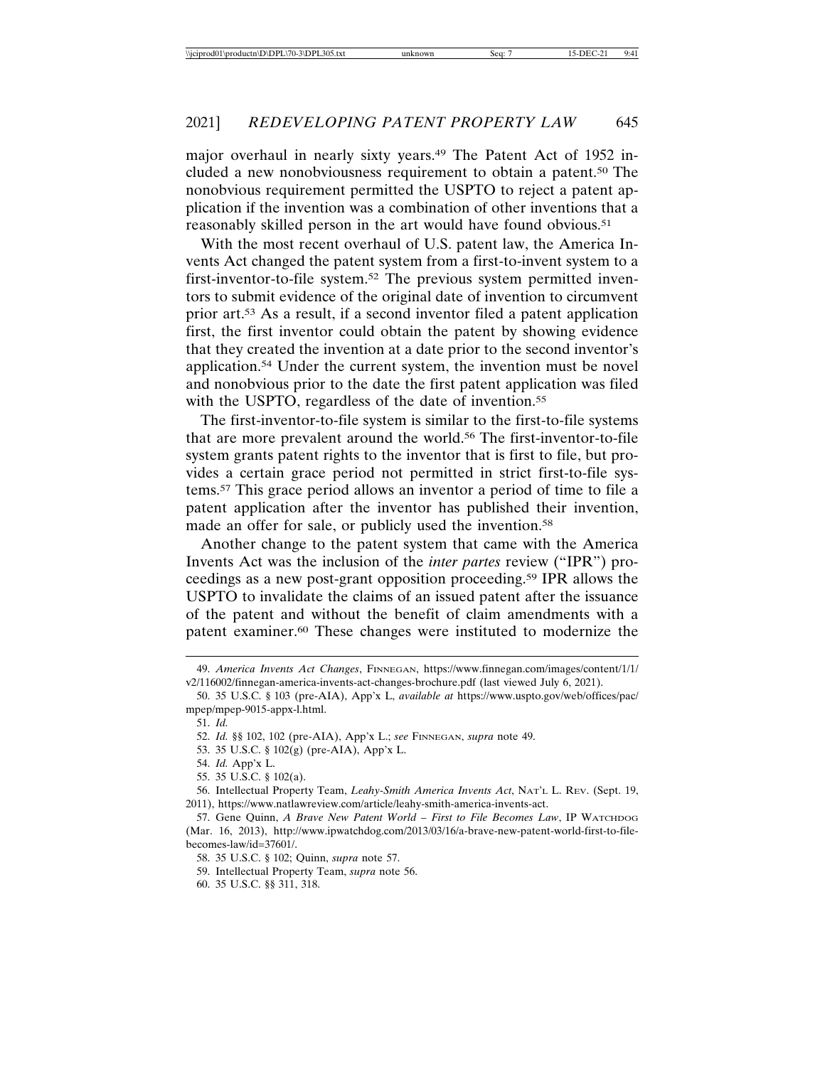major overhaul in nearly sixty years.[49] The Patent Act of 1952 included a new nonobviousness requirement to obtain a patent.[50] The nonobvious requirement permitted the USPTO to reject a patent application if the invention was a combination of other inventions that a reasonably skilled person in the art would have found obvious.[51]

With the most recent overhaul of U.S. patent law, the America Invents Act changed the patent system from a first-to-invent system to a first-inventor-to-file system.[52] The previous system permitted inventors to submit evidence of the original date of invention to circumvent prior art.[53] As a result, if a second inventor filed a patent application first, the first inventor could obtain the patent by showing evidence that they created the invention at a date prior to the second inventor's application.[54] Under the current system, the invention must be novel and nonobvious prior to the date the first patent application was filed with the USPTO, regardless of the date of invention.[55]

The first-inventor-to-file system is similar to the first-to-file systems that are more prevalent around the world.[56] The first-inventor-to-file system grants patent rights to the inventor that is first to file, but provides a certain grace period not permitted in strict first-to-file systems.[57] This grace period allows an inventor a period of time to file a patent application after the inventor has published their invention, made an offer for sale, or publicly used the invention.[58]

Another change to the patent system that came with the America Invents Act was the inclusion of the *inter partes* review ("IPR") proceedings as a new post-grant opposition proceeding.[59] IPR allows the USPTO to invalidate the claims of an issued patent after the issuance of the patent and without the benefit of claim amendments with a patent examiner.[60] These changes were instituted to modernize the

---

49. *America Invents Act Changes*, FINNEGAN, https://www.finnegan.com/images/content/1/1/v2/116002/finnegan-america-invents-act-changes-brochure.pdf (last viewed July 6, 2021).

50. 35 U.S.C. § 103 (pre-AIA), App'x L, *available at* https://www.uspto.gov/web/offices/pac/mpep/mpep-9015-appx-l.html.

51. *Id.*

52. *Id.* §§ 102, 102 (pre-AIA), App'x L.; *see* FINNEGAN, *supra* note 49.

53. 35 U.S.C. § 102(g) (pre-AIA), App'x L.

54. *Id.* App'x L.

55. 35 U.S.C. § 102(a).

56. Intellectual Property Team, *Leahy-Smith America Invents Act*, NAT'L L. REV. (Sept. 19, 2011), https://www.natlawreview.com/article/leahy-smith-america-invents-act.

57. Gene Quinn, *A Brave New Patent World – First to File Becomes Law*, IP WATCHDOG (Mar. 16, 2013), http://www.ipwatchdog.com/2013/03/16/a-brave-new-patent-world-first-to-file-becomes-law/id=37601/.

58. 35 U.S.C. § 102; Quinn, *supra* note 57.

59. Intellectual Property Team, *supra* note 56.

60. 35 U.S.C. §§ 311, 318.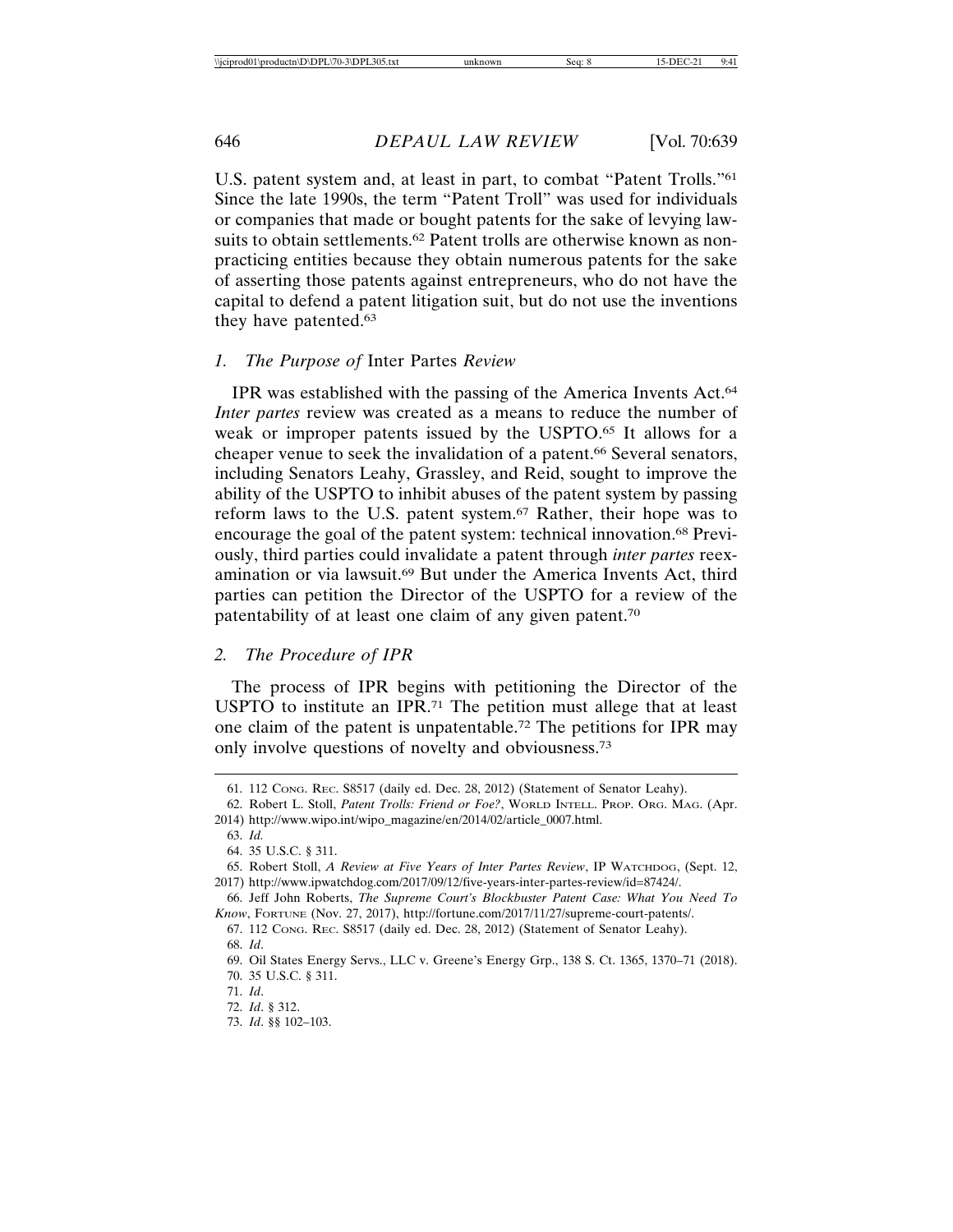U.S. patent system and, at least in part, to combat "Patent Trolls."[61] Since the late 1990s, the term "Patent Troll" was used for individuals or companies that made or bought patents for the sake of levying lawsuits to obtain settlements.[62] Patent trolls are otherwise known as non-practicing entities because they obtain numerous patents for the sake of asserting those patents against entrepreneurs, who do not have the capital to defend a patent litigation suit, but do not use the inventions they have patented.[63]

### 1. The Purpose of *Inter Partes* Review

IPR was established with the passing of the America Invents Act.[64] *Inter partes* review was created as a means to reduce the number of weak or improper patents issued by the USPTO.[65] It allows for a cheaper venue to seek the invalidation of a patent.[66] Several senators, including Senators Leahy, Grassley, and Reid, sought to improve the ability of the USPTO to inhibit abuses of the patent system by passing reform laws to the U.S. patent system.[67] Rather, their hope was to encourage the goal of the patent system: technical innovation.[68] Previously, third parties could invalidate a patent through *inter partes* reexamination or via lawsuit.[69] But under the America Invents Act, third parties can petition the Director of the USPTO for a review of the patentability of at least one claim of any given patent.[70]

### 2. The Procedure of IPR

The process of IPR begins with petitioning the Director of the USPTO to institute an IPR.[71] The petition must allege that at least one claim of the patent is unpatentable.[72] The petitions for IPR may only involve questions of novelty and obviousness.[73]

---

61. 112 CONG. REC. S8517 (daily ed. Dec. 28, 2012) (Statement of Senator Leahy).

62. Robert L. Stoll, *Patent Trolls: Friend or Foe?*, WORLD INTELL. PROP. ORG. MAG. (Apr. 2014) http://www.wipo.int/wipo_magazine/en/2014/02/article_0007.html.

63. *Id.*

64. 35 U.S.C. § 311.

65. Robert Stoll, *A Review at Five Years of Inter Partes Review*, IP WATCHDOG, (Sept. 12, 2017) http://www.ipwatchdog.com/2017/09/12/five-years-inter-partes-review/id=87424/.

66. Jeff John Roberts, *The Supreme Court's Blockbuster Patent Case: What You Need To Know*, FORTUNE (Nov. 27, 2017), http://fortune.com/2017/11/27/supreme-court-patents/.

67. 112 CONG. REC. S8517 (daily ed. Dec. 28, 2012) (Statement of Senator Leahy).

68. *Id*.

69. Oil States Energy Servs., LLC v. Greene's Energy Grp., 138 S. Ct. 1365, 1370–71 (2018).

70. 35 U.S.C. § 311.

71. *Id*.

72. *Id*. § 312.

73. *Id*. §§ 102–103.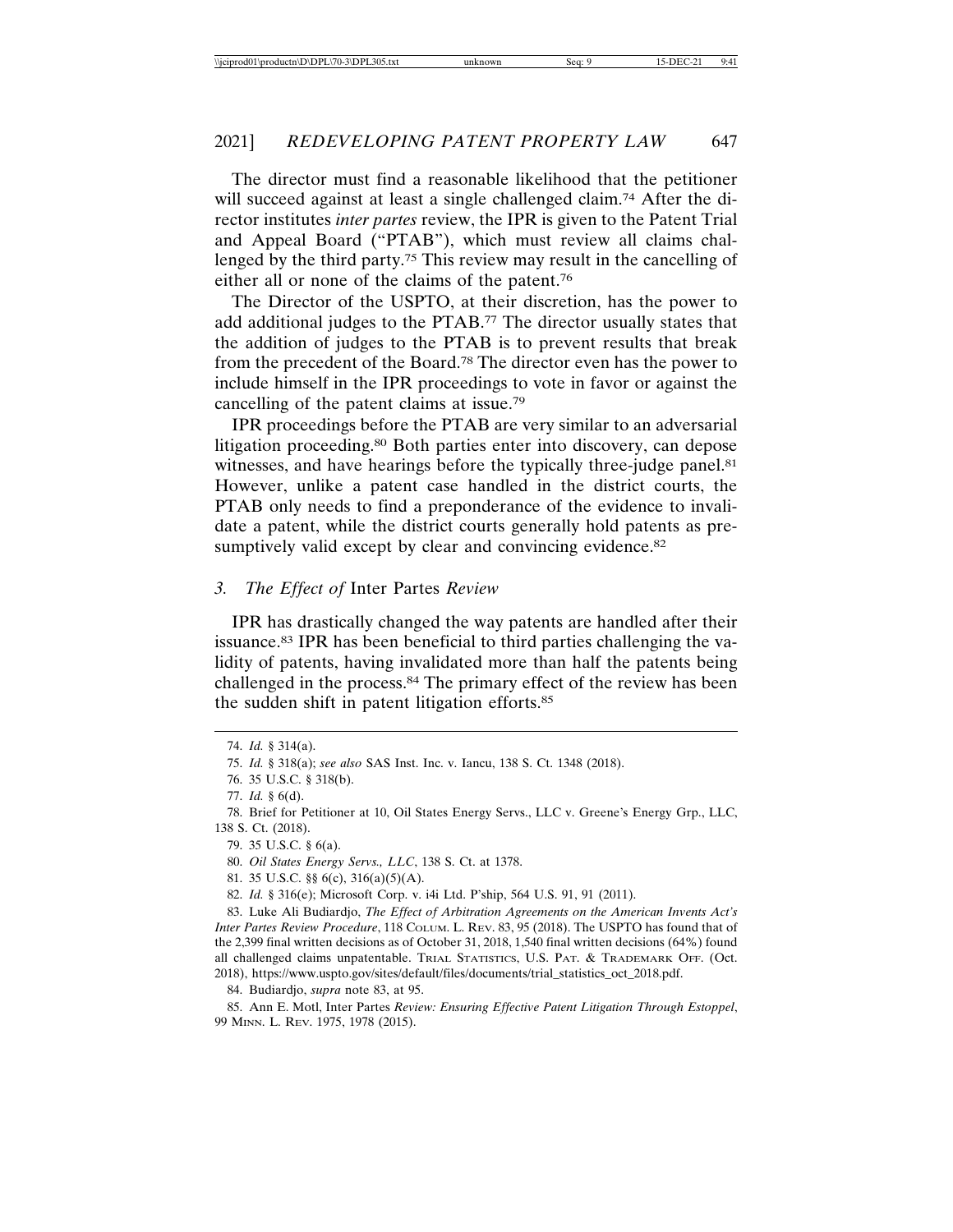The director must find a reasonable likelihood that the petitioner will succeed against at least a single challenged claim.[74] After the director institutes *inter partes* review, the IPR is given to the Patent Trial and Appeal Board ("PTAB"), which must review all claims challenged by the third party.[75] This review may result in the cancelling of either all or none of the claims of the patent.[76]

The Director of the USPTO, at their discretion, has the power to add additional judges to the PTAB.[77] The director usually states that the addition of judges to the PTAB is to prevent results that break from the precedent of the Board.[78] The director even has the power to include himself in the IPR proceedings to vote in favor or against the cancelling of the patent claims at issue.[79]

IPR proceedings before the PTAB are very similar to an adversarial litigation proceeding.[80] Both parties enter into discovery, can depose witnesses, and have hearings before the typically three-judge panel.[81] However, unlike a patent case handled in the district courts, the PTAB only needs to find a preponderance of the evidence to invalidate a patent, while the district courts generally hold patents as presumptively valid except by clear and convincing evidence.[82]

### *3. The Effect of* Inter Partes *Review*

IPR has drastically changed the way patents are handled after their issuance.[83] IPR has been beneficial to third parties challenging the validity of patents, having invalidated more than half the patents being challenged in the process.[84] The primary effect of the review has been the sudden shift in patent litigation efforts.[85]

---

74. *Id.* § 314(a).

75. *Id.* § 318(a); *see also* SAS Inst. Inc. v. Iancu, 138 S. Ct. 1348 (2018).

76. 35 U.S.C. § 318(b).

77. *Id.* § 6(d).

78. Brief for Petitioner at 10, Oil States Energy Servs., LLC v. Greene's Energy Grp., LLC, 138 S. Ct. (2018).

79. 35 U.S.C. § 6(a).

80. *Oil States Energy Servs., LLC*, 138 S. Ct. at 1378.

81. 35 U.S.C. §§ 6(c), 316(a)(5)(A).

82. *Id.* § 316(e); Microsoft Corp. v. i4i Ltd. P'ship, 564 U.S. 91, 91 (2011).

83. Luke Ali Budiardjo, *The Effect of Arbitration Agreements on the American Invents Act's Inter Partes Review Procedure*, 118 COLUM. L. REV. 83, 95 (2018). The USPTO has found that of the 2,399 final written decisions as of October 31, 2018, 1,540 final written decisions (64%) found all challenged claims unpatentable. TRIAL STATISTICS, U.S. PAT. & TRADEMARK OFF. (Oct. 2018), https://www.uspto.gov/sites/default/files/documents/trial_statistics_oct_2018.pdf.

84. Budiardjo, *supra* note 83, at 95.

85. Ann E. Motl, Inter Partes *Review: Ensuring Effective Patent Litigation Through Estoppel*, 99 MINN. L. REV. 1975, 1978 (2015).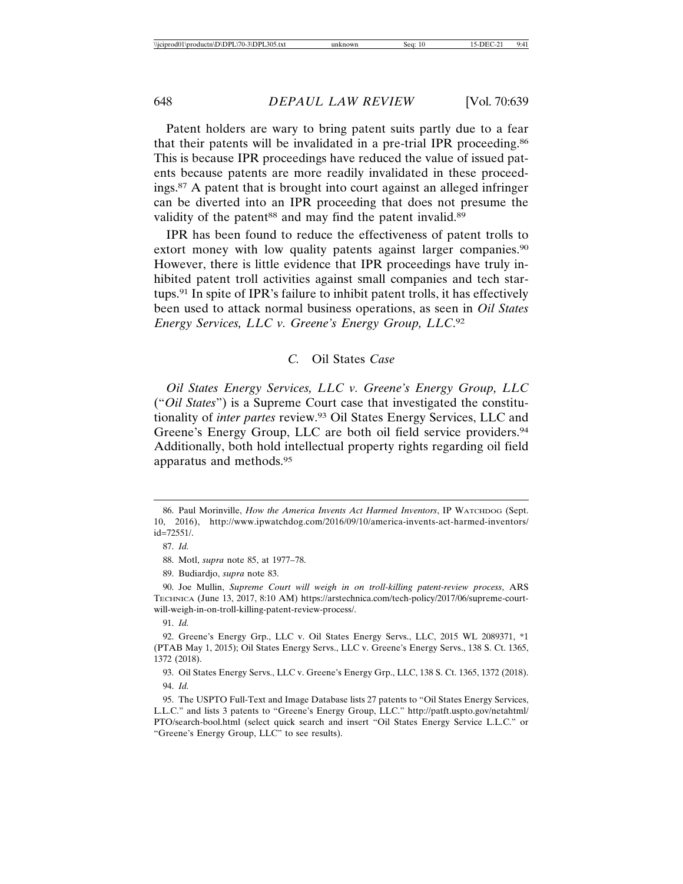Patent holders are wary to bring patent suits partly due to a fear that their patents will be invalidated in a pre-trial IPR proceeding.[86] This is because IPR proceedings have reduced the value of issued patents because patents are more readily invalidated in these proceedings.[87] A patent that is brought into court against an alleged infringer can be diverted into an IPR proceeding that does not presume the validity of the patent[88] and may find the patent invalid.[89]

IPR has been found to reduce the effectiveness of patent trolls to extort money with low quality patents against larger companies.[90] However, there is little evidence that IPR proceedings have truly inhibited patent troll activities against small companies and tech startups.[91] In spite of IPR's failure to inhibit patent trolls, it has effectively been used to attack normal business operations, as seen in *Oil States Energy Services, LLC v. Greene's Energy Group, LLC*.[92]

### *C.* Oil States *Case*

*Oil States Energy Services, LLC v. Greene's Energy Group, LLC* ("*Oil States*") is a Supreme Court case that investigated the constitutionality of *inter partes* review.[93] Oil States Energy Services, LLC and Greene's Energy Group, LLC are both oil field service providers.[94] Additionally, both hold intellectual property rights regarding oil field apparatus and methods.[95]

---

86. Paul Morinville, *How the America Invents Act Harmed Inventors*, IP WATCHDOG (Sept. 10, 2016), http://www.ipwatchdog.com/2016/09/10/america-invents-act-harmed-inventors/id=72551/.

87. *Id.*

88. Motl, *supra* note 85, at 1977–78.

89. Budiardjo, *supra* note 83.

90. Joe Mullin, *Supreme Court will weigh in on troll-killing patent-review process*, ARS TECHNICA (June 13, 2017, 8:10 AM) https://arstechnica.com/tech-policy/2017/06/supreme-court-will-weigh-in-on-troll-killing-patent-review-process/.

91. *Id.*

92. Greene's Energy Grp., LLC v. Oil States Energy Servs., LLC, 2015 WL 2089371, *1 (PTAB May 1, 2015); Oil States Energy Servs., LLC v. Greene's Energy Servs., 138 S. Ct. 1365, 1372 (2018).

93. Oil States Energy Servs., LLC v. Greene's Energy Grp., LLC, 138 S. Ct. 1365, 1372 (2018).

94. *Id.*

95. The USPTO Full-Text and Image Database lists 27 patents to "Oil States Energy Services, L.L.C." and lists 3 patents to "Greene's Energy Group, LLC." http://patft.uspto.gov/netahtml/PTO/search-bool.html (select quick search and insert "Oil States Energy Service L.L.C." or "Greene's Energy Group, LLC" to see results).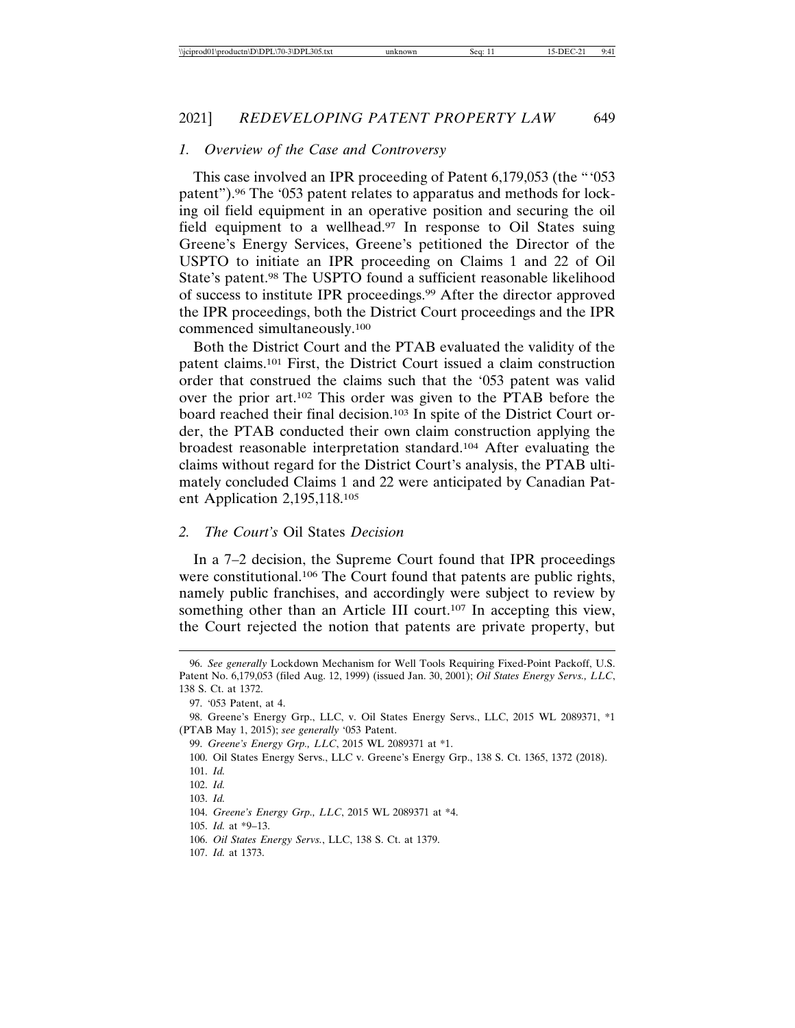### *1. Overview of the Case and Controversy*

This case involved an IPR proceeding of Patent 6,179,053 (the "'053 patent").[96] The '053 patent relates to apparatus and methods for locking oil field equipment in an operative position and securing the oil field equipment to a wellhead.[97] In response to Oil States suing Greene's Energy Services, Greene's petitioned the Director of the USPTO to initiate an IPR proceeding on Claims 1 and 22 of Oil State's patent.[98] The USPTO found a sufficient reasonable likelihood of success to institute IPR proceedings.[99] After the director approved the IPR proceedings, both the District Court proceedings and the IPR commenced simultaneously.[100]

Both the District Court and the PTAB evaluated the validity of the patent claims.[101] First, the District Court issued a claim construction order that construed the claims such that the '053 patent was valid over the prior art.[102] This order was given to the PTAB before the board reached their final decision.[103] In spite of the District Court order, the PTAB conducted their own claim construction applying the broadest reasonable interpretation standard.[104] After evaluating the claims without regard for the District Court's analysis, the PTAB ultimately concluded Claims 1 and 22 were anticipated by Canadian Patent Application 2,195,118.[105]

### *2. The Court's* Oil States *Decision*

In a 7–2 decision, the Supreme Court found that IPR proceedings were constitutional.[106] The Court found that patents are public rights, namely public franchises, and accordingly were subject to review by something other than an Article III court.[107] In accepting this view, the Court rejected the notion that patents are private property, but

---

96. *See generally* Lockdown Mechanism for Well Tools Requiring Fixed-Point Packoff, U.S. Patent No. 6,179,053 (filed Aug. 12, 1999) (issued Jan. 30, 2001); *Oil States Energy Servs., LLC*, 138 S. Ct. at 1372.

97. '053 Patent, at 4.

98. Greene's Energy Grp., LLC, v. Oil States Energy Servs., LLC, 2015 WL 2089371, *1 (PTAB May 1, 2015); *see generally* '053 Patent.

99. *Greene's Energy Grp., LLC*, 2015 WL 2089371 at *1.

100. Oil States Energy Servs., LLC v. Greene's Energy Grp., 138 S. Ct. 1365, 1372 (2018).

101. *Id.*

102. *Id.*

103. *Id.*

104. *Greene's Energy Grp., LLC*, 2015 WL 2089371 at *4.

105. *Id.* at *9–13.

106. *Oil States Energy Servs.*, LLC, 138 S. Ct. at 1379.

107. *Id.* at 1373.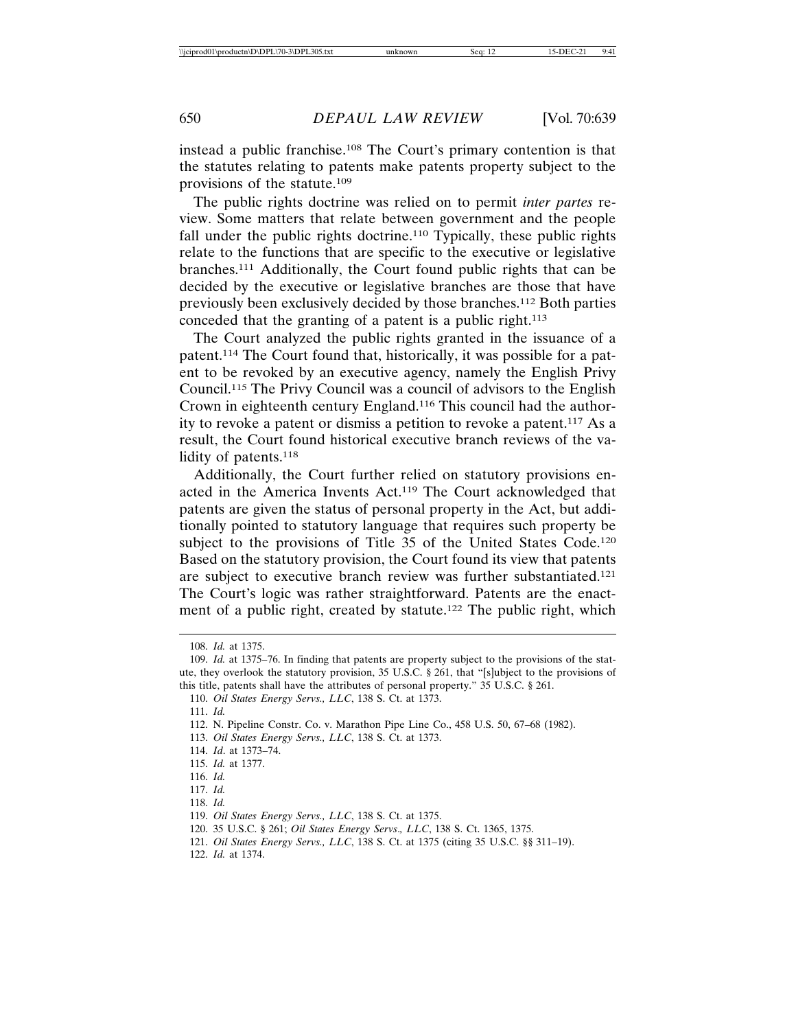instead a public franchise.[108] The Court's primary contention is that the statutes relating to patents make patents property subject to the provisions of the statute.[109]

The public rights doctrine was relied on to permit *inter partes* review. Some matters that relate between government and the people fall under the public rights doctrine.[110] Typically, these public rights relate to the functions that are specific to the executive or legislative branches.[111] Additionally, the Court found public rights that can be decided by the executive or legislative branches are those that have previously been exclusively decided by those branches.[112] Both parties conceded that the granting of a patent is a public right.[113]

The Court analyzed the public rights granted in the issuance of a patent.[114] The Court found that, historically, it was possible for a patent to be revoked by an executive agency, namely the English Privy Council.[115] The Privy Council was a council of advisors to the English Crown in eighteenth century England.[116] This council had the authority to revoke a patent or dismiss a petition to revoke a patent.[117] As a result, the Court found historical executive branch reviews of the validity of patents.[118]

Additionally, the Court further relied on statutory provisions enacted in the America Invents Act.[119] The Court acknowledged that patents are given the status of personal property in the Act, but additionally pointed to statutory language that requires such property be subject to the provisions of Title 35 of the United States Code.[120] Based on the statutory provision, the Court found its view that patents are subject to executive branch review was further substantiated.[121] The Court's logic was rather straightforward. Patents are the enactment of a public right, created by statute.[122] The public right, which

---

108. *Id.* at 1375.

109. *Id.* at 1375–76. In finding that patents are property subject to the provisions of the statute, they overlook the statutory provision, 35 U.S.C. § 261, that "[s]ubject to the provisions of this title, patents shall have the attributes of personal property." 35 U.S.C. § 261.

110. *Oil States Energy Servs., LLC*, 138 S. Ct. at 1373.

111. *Id.*

112. N. Pipeline Constr. Co. v. Marathon Pipe Line Co., 458 U.S. 50, 67–68 (1982).

113. *Oil States Energy Servs., LLC*, 138 S. Ct. at 1373.

114. *Id*. at 1373–74.

115. *Id.* at 1377.

116. *Id.*

117. *Id.*

118. *Id.*

119. *Oil States Energy Servs., LLC*, 138 S. Ct. at 1375.

120. 35 U.S.C. § 261; *Oil States Energy Servs., LLC*, 138 S. Ct. 1365, 1375.

121. *Oil States Energy Servs., LLC*, 138 S. Ct. at 1375 (citing 35 U.S.C. §§ 311–19).

122. *Id.* at 1374.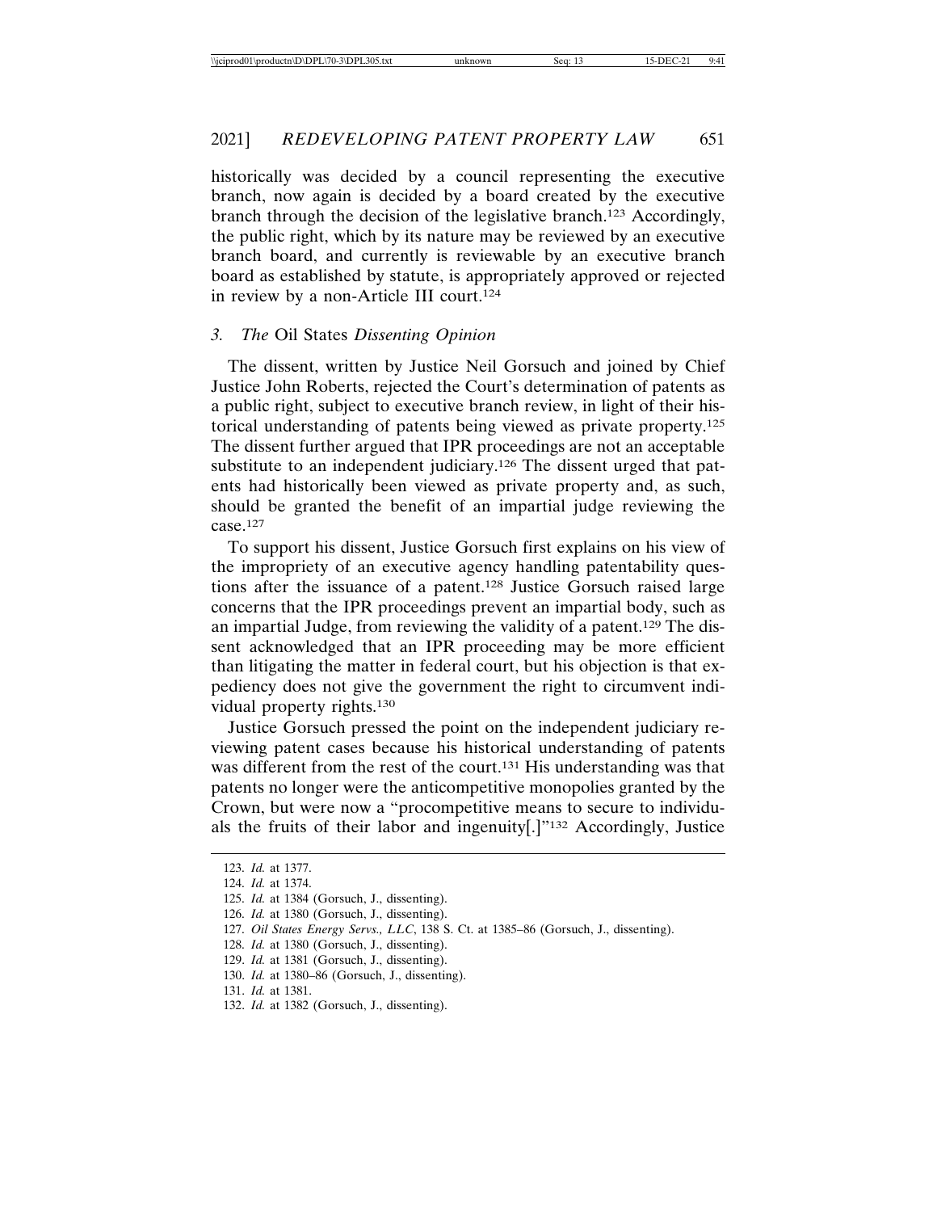historically was decided by a council representing the executive branch, now again is decided by a board created by the executive branch through the decision of the legislative branch.[123] Accordingly, the public right, which by its nature may be reviewed by an executive branch board, and currently is reviewable by an executive branch board as established by statute, is appropriately approved or rejected in review by a non-Article III court.[124]

### 3. The *Oil States* Dissenting Opinion

The dissent, written by Justice Neil Gorsuch and joined by Chief Justice John Roberts, rejected the Court's determination of patents as a public right, subject to executive branch review, in light of their historical understanding of patents being viewed as private property.[125] The dissent further argued that IPR proceedings are not an acceptable substitute to an independent judiciary.[126] The dissent urged that patents had historically been viewed as private property and, as such, should be granted the benefit of an impartial judge reviewing the case.[127]

To support his dissent, Justice Gorsuch first explains on his view of the impropriety of an executive agency handling patentability questions after the issuance of a patent.[128] Justice Gorsuch raised large concerns that the IPR proceedings prevent an impartial body, such as an impartial Judge, from reviewing the validity of a patent.[129] The dissent acknowledged that an IPR proceeding may be more efficient than litigating the matter in federal court, but his objection is that expediency does not give the government the right to circumvent individual property rights.[130]

Justice Gorsuch pressed the point on the independent judiciary reviewing patent cases because his historical understanding of patents was different from the rest of the court.[131] His understanding was that patents no longer were the anticompetitive monopolies granted by the Crown, but were now a "procompetitive means to secure to individuals the fruits of their labor and ingenuity[.]"[132] Accordingly, Justice

123. *Id.* at 1377.
124. *Id.* at 1374.
125. *Id.* at 1384 (Gorsuch, J., dissenting).
126. *Id.* at 1380 (Gorsuch, J., dissenting).
127. *Oil States Energy Servs., LLC*, 138 S. Ct. at 1385–86 (Gorsuch, J., dissenting).
128. *Id.* at 1380 (Gorsuch, J., dissenting).
129. *Id.* at 1381 (Gorsuch, J., dissenting).
130. *Id.* at 1380–86 (Gorsuch, J., dissenting).
131. *Id.* at 1381.
132. *Id.* at 1382 (Gorsuch, J., dissenting).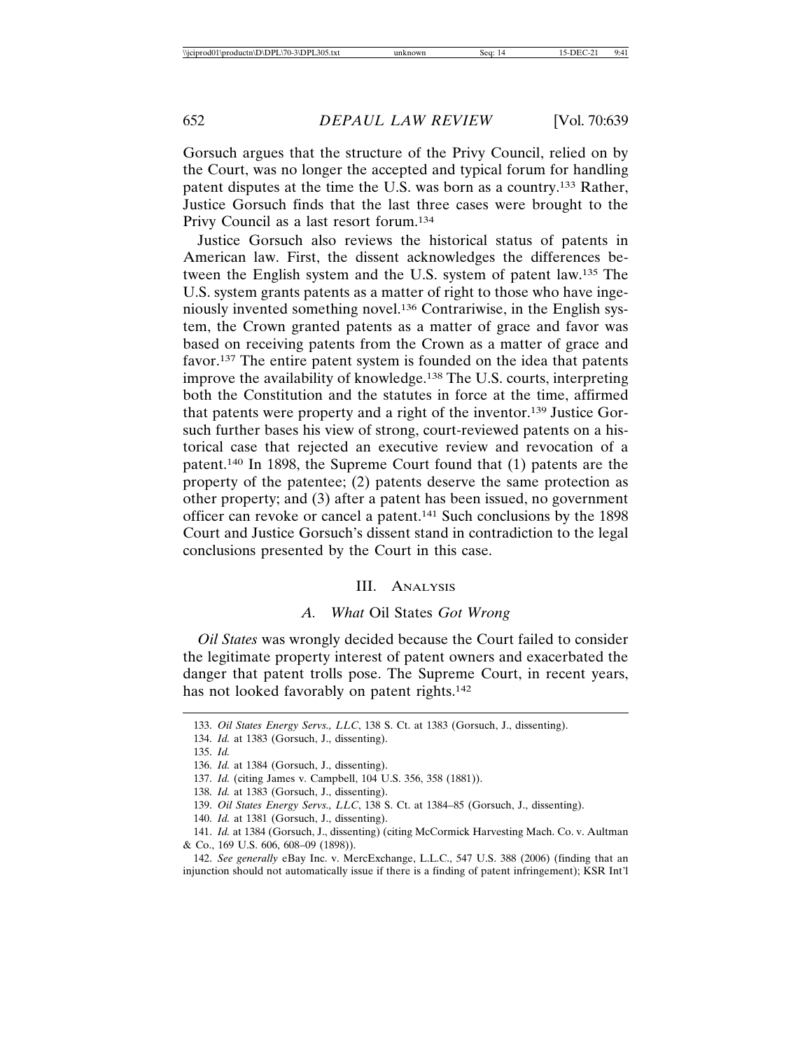Gorsuch argues that the structure of the Privy Council, relied on by the Court, was no longer the accepted and typical forum for handling patent disputes at the time the U.S. was born as a country.[133] Rather, Justice Gorsuch finds that the last three cases were brought to the Privy Council as a last resort forum.[134]

Justice Gorsuch also reviews the historical status of patents in American law. First, the dissent acknowledges the differences between the English system and the U.S. system of patent law.[135] The U.S. system grants patents as a matter of right to those who have ingeniously invented something novel.[136] Contrariwise, in the English system, the Crown granted patents as a matter of grace and favor was based on receiving patents from the Crown as a matter of grace and favor.[137] The entire patent system is founded on the idea that patents improve the availability of knowledge.[138] The U.S. courts, interpreting both the Constitution and the statutes in force at the time, affirmed that patents were property and a right of the inventor.[139] Justice Gorsuch further bases his view of strong, court-reviewed patents on a historical case that rejected an executive review and revocation of a patent.[140] In 1898, the Supreme Court found that (1) patents are the property of the patentee; (2) patents deserve the same protection as other property; and (3) after a patent has been issued, no government officer can revoke or cancel a patent.[141] Such conclusions by the 1898 Court and Justice Gorsuch's dissent stand in contradiction to the legal conclusions presented by the Court in this case.

## III. Analysis

### A. *What* Oil States *Got Wrong*

*Oil States* was wrongly decided because the Court failed to consider the legitimate property interest of patent owners and exacerbated the danger that patent trolls pose. The Supreme Court, in recent years, has not looked favorably on patent rights.[142]

---

133. *Oil States Energy Servs., LLC*, 138 S. Ct. at 1383 (Gorsuch, J., dissenting).

134. *Id.* at 1383 (Gorsuch, J., dissenting).

135. *Id.*

136. *Id.* at 1384 (Gorsuch, J., dissenting).

137. *Id.* (citing James v. Campbell, 104 U.S. 356, 358 (1881)).

138. *Id.* at 1383 (Gorsuch, J., dissenting).

139. *Oil States Energy Servs., LLC*, 138 S. Ct. at 1384–85 (Gorsuch, J., dissenting).

140. *Id.* at 1381 (Gorsuch, J., dissenting).

141. *Id.* at 1384 (Gorsuch, J., dissenting) (citing McCormick Harvesting Mach. Co. v. Aultman & Co., 169 U.S. 606, 608–09 (1898)).

142. *See generally* eBay Inc. v. MercExchange, L.L.C., 547 U.S. 388 (2006) (finding that an injunction should not automatically issue if there is a finding of patent infringement); KSR Int'l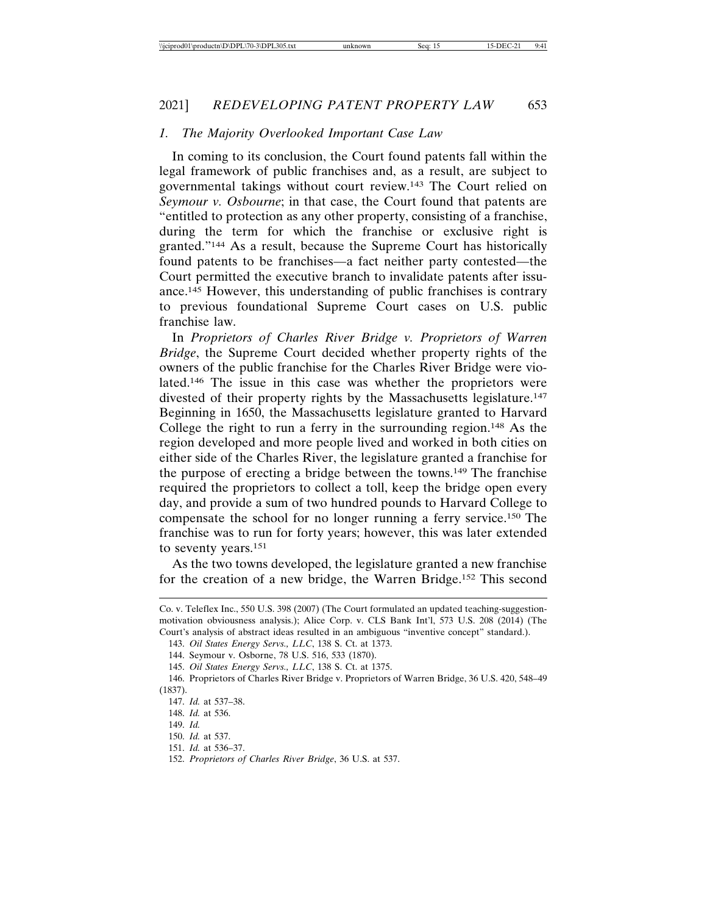### *1. The Majority Overlooked Important Case Law*

In coming to its conclusion, the Court found patents fall within the legal framework of public franchises and, as a result, are subject to governmental takings without court review.[143] The Court relied on *Seymour v. Osbourne*; in that case, the Court found that patents are "entitled to protection as any other property, consisting of a franchise, during the term for which the franchise or exclusive right is granted."[144] As a result, because the Supreme Court has historically found patents to be franchises—a fact neither party contested—the Court permitted the executive branch to invalidate patents after issuance.[145] However, this understanding of public franchises is contrary to previous foundational Supreme Court cases on U.S. public franchise law.

In *Proprietors of Charles River Bridge v. Proprietors of Warren Bridge*, the Supreme Court decided whether property rights of the owners of the public franchise for the Charles River Bridge were violated.[146] The issue in this case was whether the proprietors were divested of their property rights by the Massachusetts legislature.[147] Beginning in 1650, the Massachusetts legislature granted to Harvard College the right to run a ferry in the surrounding region.[148] As the region developed and more people lived and worked in both cities on either side of the Charles River, the legislature granted a franchise for the purpose of erecting a bridge between the towns.[149] The franchise required the proprietors to collect a toll, keep the bridge open every day, and provide a sum of two hundred pounds to Harvard College to compensate the school for no longer running a ferry service.[150] The franchise was to run for forty years; however, this was later extended to seventy years.[151]

As the two towns developed, the legislature granted a new franchise for the creation of a new bridge, the Warren Bridge.[152] This second

---

Co. v. Teleflex Inc., 550 U.S. 398 (2007) (The Court formulated an updated teaching-suggestion-motivation obviousness analysis.); Alice Corp. v. CLS Bank Int'l, 573 U.S. 208 (2014) (The Court's analysis of abstract ideas resulted in an ambiguous "inventive concept" standard.).

143. *Oil States Energy Servs., LLC*, 138 S. Ct. at 1373.

144. Seymour v. Osborne, 78 U.S. 516, 533 (1870).

145. *Oil States Energy Servs., LLC*, 138 S. Ct. at 1375.

146. Proprietors of Charles River Bridge v. Proprietors of Warren Bridge, 36 U.S. 420, 548–49 (1837).

147. *Id.* at 537–38.

148. *Id.* at 536.

149. *Id.*

150. *Id.* at 537.

151. *Id.* at 536–37.

152. *Proprietors of Charles River Bridge*, 36 U.S. at 537.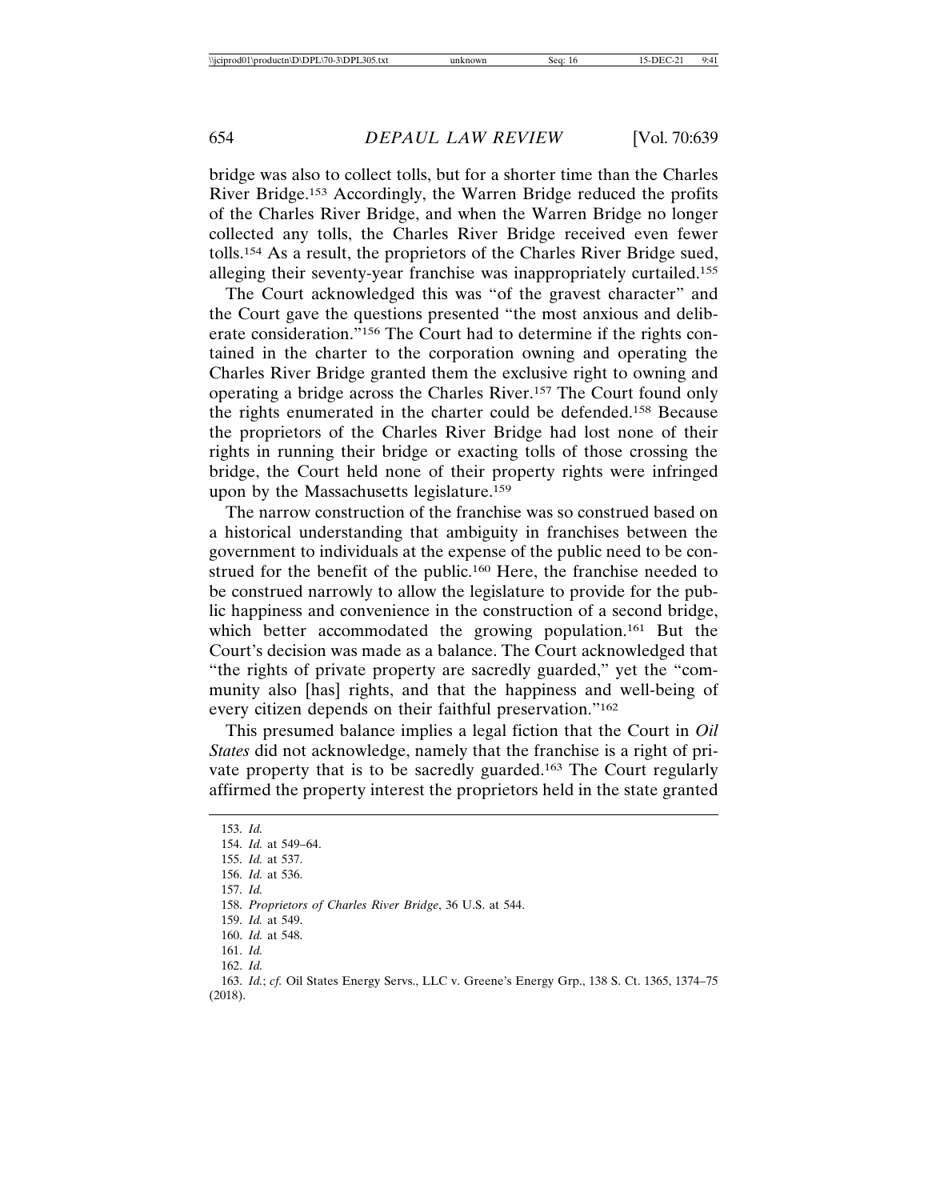bridge was also to collect tolls, but for a shorter time than the Charles River Bridge.[153] Accordingly, the Warren Bridge reduced the profits of the Charles River Bridge, and when the Warren Bridge no longer collected any tolls, the Charles River Bridge received even fewer tolls.[154] As a result, the proprietors of the Charles River Bridge sued, alleging their seventy-year franchise was inappropriately curtailed.[155]

The Court acknowledged this was "of the gravest character" and the Court gave the questions presented "the most anxious and deliberate consideration."[156] The Court had to determine if the rights contained in the charter to the corporation owning and operating the Charles River Bridge granted them the exclusive right to owning and operating a bridge across the Charles River.[157] The Court found only the rights enumerated in the charter could be defended.[158] Because the proprietors of the Charles River Bridge had lost none of their rights in running their bridge or exacting tolls of those crossing the bridge, the Court held none of their property rights were infringed upon by the Massachusetts legislature.[159]

The narrow construction of the franchise was so construed based on a historical understanding that ambiguity in franchises between the government to individuals at the expense of the public need to be construed for the benefit of the public.[160] Here, the franchise needed to be construed narrowly to allow the legislature to provide for the public happiness and convenience in the construction of a second bridge, which better accommodated the growing population.[161] But the Court's decision was made as a balance. The Court acknowledged that "the rights of private property are sacredly guarded," yet the "community also [has] rights, and that the happiness and well-being of every citizen depends on their faithful preservation."[162]

This presumed balance implies a legal fiction that the Court in *Oil States* did not acknowledge, namely that the franchise is a right of private property that is to be sacredly guarded.[163] The Court regularly affirmed the property interest the proprietors held in the state granted

---

153. *Id.*
154. *Id.* at 549–64.
155. *Id.* at 537.
156. *Id.* at 536.
157. *Id.*
158. *Proprietors of Charles River Bridge*, 36 U.S. at 544.
159. *Id.* at 549.
160. *Id.* at 548.
161. *Id.*
162. *Id.*
163. *Id.*; *cf.* Oil States Energy Servs., LLC v. Greene's Energy Grp., 138 S. Ct. 1365, 1374–75 (2018).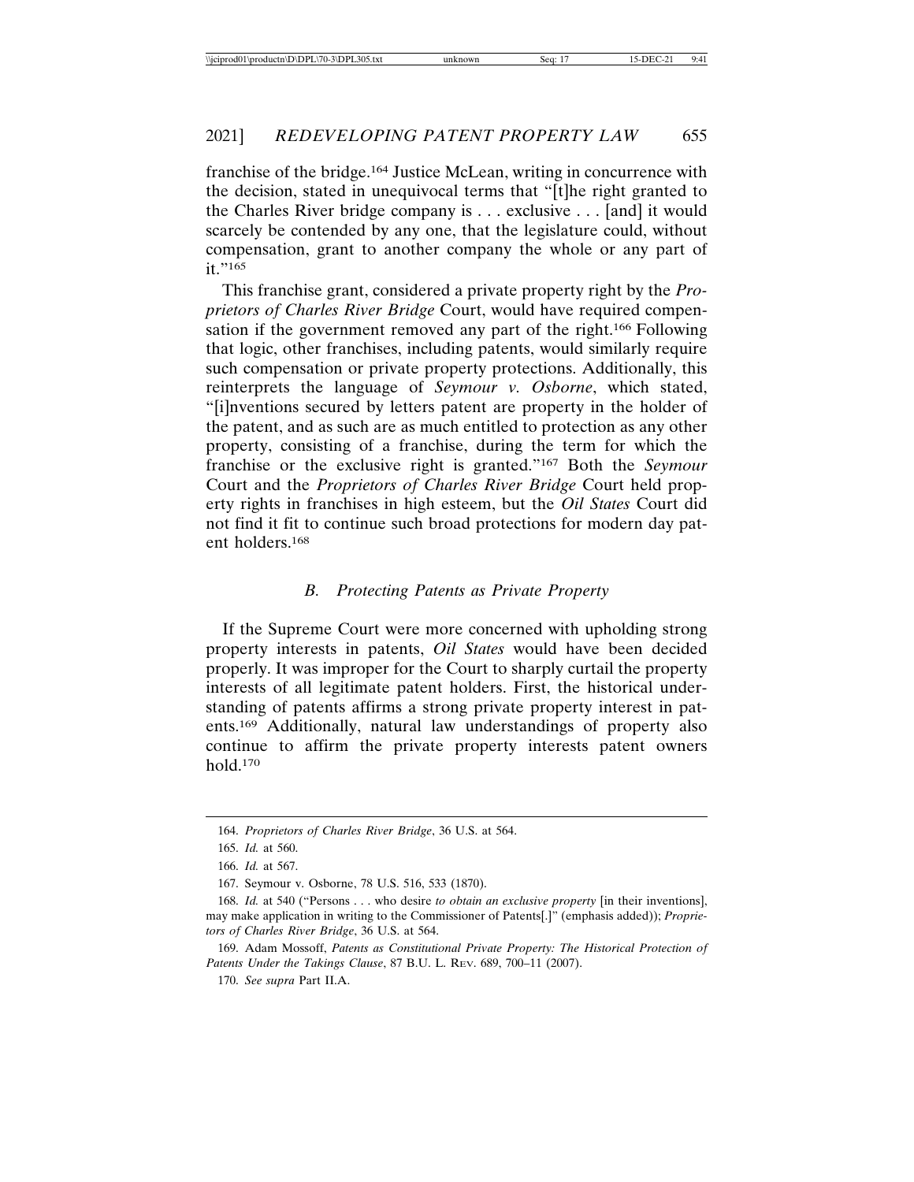franchise of the bridge.[164] Justice McLean, writing in concurrence with the decision, stated in unequivocal terms that "[t]he right granted to the Charles River bridge company is . . . exclusive . . . [and] it would scarcely be contended by any one, that the legislature could, without compensation, grant to another company the whole or any part of it."[165]

This franchise grant, considered a private property right by the *Proprietors of Charles River Bridge* Court, would have required compensation if the government removed any part of the right.[166] Following that logic, other franchises, including patents, would similarly require such compensation or private property protections. Additionally, this reinterprets the language of *Seymour v. Osborne*, which stated, "[i]nventions secured by letters patent are property in the holder of the patent, and as such are as much entitled to protection as any other property, consisting of a franchise, during the term for which the franchise or the exclusive right is granted."[167] Both the *Seymour* Court and the *Proprietors of Charles River Bridge* Court held property rights in franchises in high esteem, but the *Oil States* Court did not find it fit to continue such broad protections for modern day patent holders.[168]

### *B. Protecting Patents as Private Property*

If the Supreme Court were more concerned with upholding strong property interests in patents, *Oil States* would have been decided properly. It was improper for the Court to sharply curtail the property interests of all legitimate patent holders. First, the historical understanding of patents affirms a strong private property interest in patents.[169] Additionally, natural law understandings of property also continue to affirm the private property interests patent owners hold.[170]

---

164. *Proprietors of Charles River Bridge*, 36 U.S. at 564.

165. *Id.* at 560.

166. *Id.* at 567.

167. Seymour v. Osborne, 78 U.S. 516, 533 (1870).

168. *Id.* at 540 ("Persons . . . who desire *to obtain an exclusive property* [in their inventions], may make application in writing to the Commissioner of Patents[.]" (emphasis added)); *Proprietors of Charles River Bridge*, 36 U.S. at 564.

169. Adam Mossoff, *Patents as Constitutional Private Property: The Historical Protection of Patents Under the Takings Clause*, 87 B.U. L. REV. 689, 700–11 (2007).

170. *See supra* Part II.A.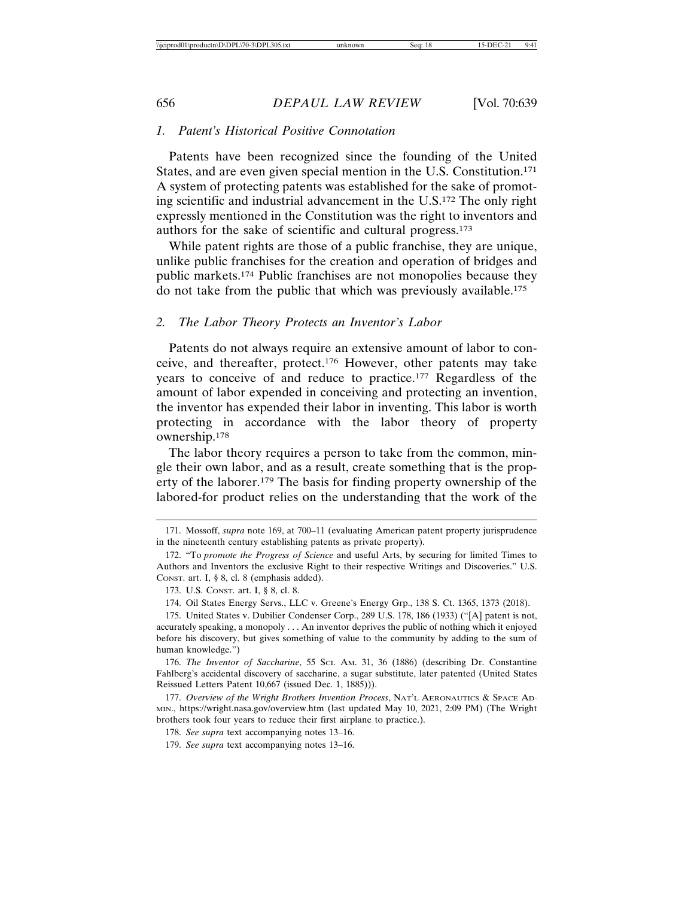### 1. *Patent's Historical Positive Connotation*

Patents have been recognized since the founding of the United States, and are even given special mention in the U.S. Constitution.[171] A system of protecting patents was established for the sake of promoting scientific and industrial advancement in the U.S.[172] The only right expressly mentioned in the Constitution was the right to inventors and authors for the sake of scientific and cultural progress.[173]

While patent rights are those of a public franchise, they are unique, unlike public franchises for the creation and operation of bridges and public markets.[174] Public franchises are not monopolies because they do not take from the public that which was previously available.[175]

### 2. *The Labor Theory Protects an Inventor's Labor*

Patents do not always require an extensive amount of labor to conceive, and thereafter, protect.[176] However, other patents may take years to conceive of and reduce to practice.[177] Regardless of the amount of labor expended in conceiving and protecting an invention, the inventor has expended their labor in inventing. This labor is worth protecting in accordance with the labor theory of property ownership.[178]

The labor theory requires a person to take from the common, mingle their own labor, and as a result, create something that is the property of the laborer.[179] The basis for finding property ownership of the labored-for product relies on the understanding that the work of the

---

171. Mossoff, *supra* note 169, at 700–11 (evaluating American patent property jurisprudence in the nineteenth century establishing patents as private property).

172. "To *promote the Progress of Science* and useful Arts, by securing for limited Times to Authors and Inventors the exclusive Right to their respective Writings and Discoveries." U.S. CONST. art. I, § 8, cl. 8 (emphasis added).

173. U.S. CONST. art. I, § 8, cl. 8.

174. Oil States Energy Servs., LLC v. Greene's Energy Grp., 138 S. Ct. 1365, 1373 (2018).

175. United States v. Dubilier Condenser Corp., 289 U.S. 178, 186 (1933) ("[A] patent is not, accurately speaking, a monopoly . . . An inventor deprives the public of nothing which it enjoyed before his discovery, but gives something of value to the community by adding to the sum of human knowledge.")

176. *The Inventor of Saccharine*, 55 SCI. AM. 31, 36 (1886) (describing Dr. Constantine Fahlberg's accidental discovery of saccharine, a sugar substitute, later patented (United States Reissued Letters Patent 10,667 (issued Dec. 1, 1885))).

177. *Overview of the Wright Brothers Invention Process*, NAT'L AERONAUTICS & SPACE ADMIN., https://wright.nasa.gov/overview.htm (last updated May 10, 2021, 2:09 PM) (The Wright brothers took four years to reduce their first airplane to practice.).

178. *See supra* text accompanying notes 13–16.

179. *See supra* text accompanying notes 13–16.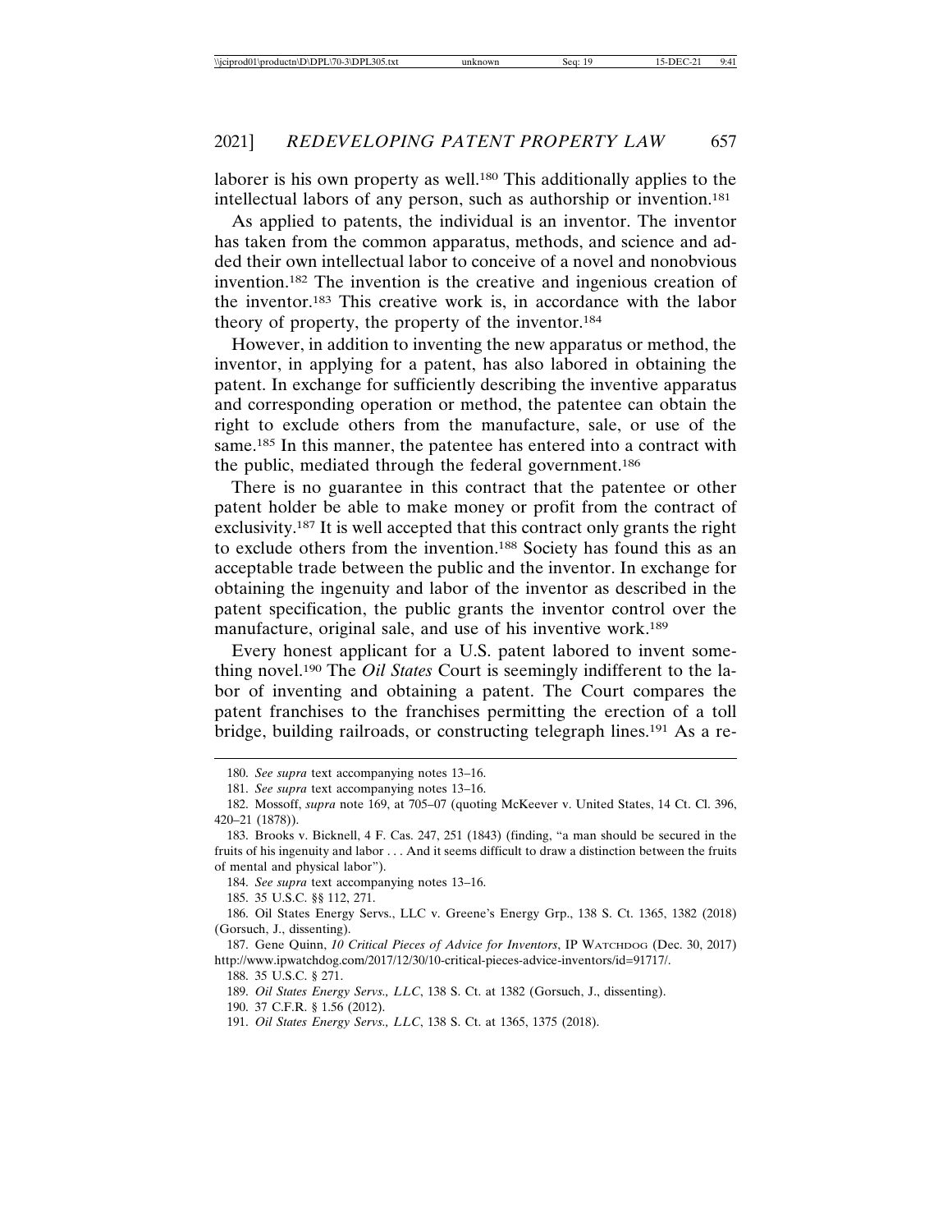laborer is his own property as well.[180] This additionally applies to the intellectual labors of any person, such as authorship or invention.[181]

As applied to patents, the individual is an inventor. The inventor has taken from the common apparatus, methods, and science and added their own intellectual labor to conceive of a novel and nonobvious invention.[182] The invention is the creative and ingenious creation of the inventor.[183] This creative work is, in accordance with the labor theory of property, the property of the inventor.[184]

However, in addition to inventing the new apparatus or method, the inventor, in applying for a patent, has also labored in obtaining the patent. In exchange for sufficiently describing the inventive apparatus and corresponding operation or method, the patentee can obtain the right to exclude others from the manufacture, sale, or use of the same.[185] In this manner, the patentee has entered into a contract with the public, mediated through the federal government.[186]

There is no guarantee in this contract that the patentee or other patent holder be able to make money or profit from the contract of exclusivity.[187] It is well accepted that this contract only grants the right to exclude others from the invention.[188] Society has found this as an acceptable trade between the public and the inventor. In exchange for obtaining the ingenuity and labor of the inventor as described in the patent specification, the public grants the inventor control over the manufacture, original sale, and use of his inventive work.[189]

Every honest applicant for a U.S. patent labored to invent something novel.[190] The *Oil States* Court is seemingly indifferent to the labor of inventing and obtaining a patent. The Court compares the patent franchises to the franchises permitting the erection of a toll bridge, building railroads, or constructing telegraph lines.[191] As a re-

---

180. *See supra* text accompanying notes 13–16.

181. *See supra* text accompanying notes 13–16.

182. Mossoff, *supra* note 169, at 705–07 (quoting McKeever v. United States, 14 Ct. Cl. 396, 420–21 (1878)).

183. Brooks v. Bicknell, 4 F. Cas. 247, 251 (1843) (finding, "a man should be secured in the fruits of his ingenuity and labor . . . And it seems difficult to draw a distinction between the fruits of mental and physical labor").

184. *See supra* text accompanying notes 13–16.

185. 35 U.S.C. §§ 112, 271.

186. Oil States Energy Servs., LLC v. Greene's Energy Grp., 138 S. Ct. 1365, 1382 (2018) (Gorsuch, J., dissenting).

187. Gene Quinn, *10 Critical Pieces of Advice for Inventors*, IP WATCHDOG (Dec. 30, 2017) http://www.ipwatchdog.com/2017/12/30/10-critical-pieces-advice-inventors/id=91717/.

188. 35 U.S.C. § 271.

189. *Oil States Energy Servs., LLC*, 138 S. Ct. at 1382 (Gorsuch, J., dissenting).

190. 37 C.F.R. § 1.56 (2012).

191. *Oil States Energy Servs., LLC*, 138 S. Ct. at 1365, 1375 (2018).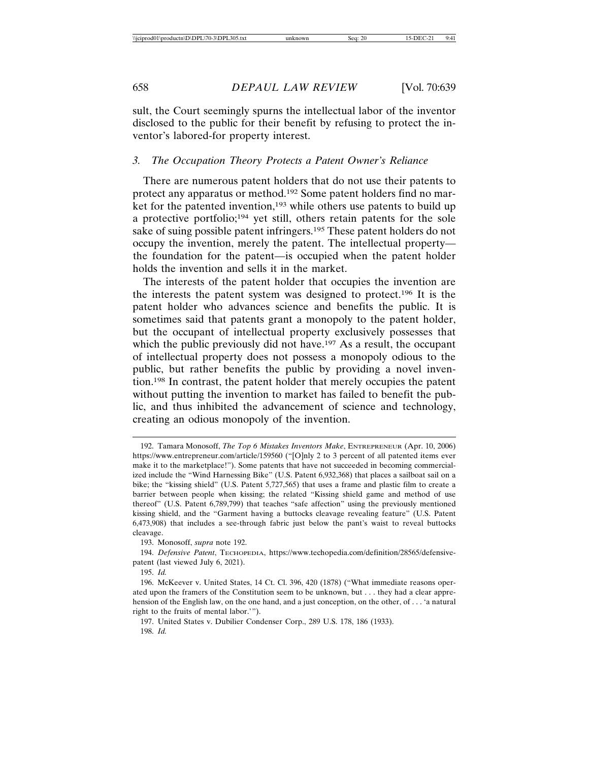sult, the Court seemingly spurns the intellectual labor of the inventor disclosed to the public for their benefit by refusing to protect the inventor's labored-for property interest.

### 3. *The Occupation Theory Protects a Patent Owner's Reliance*

There are numerous patent holders that do not use their patents to protect any apparatus or method.[192] Some patent holders find no market for the patented invention,[193] while others use patents to build up a protective portfolio;[194] yet still, others retain patents for the sole sake of suing possible patent infringers.[195] These patent holders do not occupy the invention, merely the patent. The intellectual property—the foundation for the patent—is occupied when the patent holder holds the invention and sells it in the market.

The interests of the patent holder that occupies the invention are the interests the patent system was designed to protect.[196] It is the patent holder who advances science and benefits the public. It is sometimes said that patents grant a monopoly to the patent holder, but the occupant of intellectual property exclusively possesses that which the public previously did not have.[197] As a result, the occupant of intellectual property does not possess a monopoly odious to the public, but rather benefits the public by providing a novel invention.[198] In contrast, the patent holder that merely occupies the patent without putting the invention to market has failed to benefit the public, and thus inhibited the advancement of science and technology, creating an odious monopoly of the invention.

---

192. Tamara Monosoff, *The Top 6 Mistakes Inventors Make*, ENTREPRENEUR (Apr. 10, 2006) https://www.entrepreneur.com/article/159560 ("[O]nly 2 to 3 percent of all patented items ever make it to the marketplace!"). Some patents that have not succeeded in becoming commercialized include the "Wind Harnessing Bike" (U.S. Patent 6,932,368) that places a sailboat sail on a bike; the "kissing shield" (U.S. Patent 5,727,565) that uses a frame and plastic film to create a barrier between people when kissing; the related "Kissing shield game and method of use thereof" (U.S. Patent 6,789,799) that teaches "safe affection" using the previously mentioned kissing shield, and the "Garment having a buttocks cleavage revealing feature" (U.S. Patent 6,473,908) that includes a see-through fabric just below the pant's waist to reveal buttocks cleavage.

193. Monosoff, *supra* note 192.

194. *Defensive Patent*, TECHOPEDIA, https://www.techopedia.com/definition/28565/defensive-patent (last viewed July 6, 2021).

195. *Id.*

196. McKeever v. United States, 14 Ct. Cl. 396, 420 (1878) ("What immediate reasons operated upon the framers of the Constitution seem to be unknown, but . . . they had a clear apprehension of the English law, on the one hand, and a just conception, on the other, of . . . 'a natural right to the fruits of mental labor.'").

197. United States v. Dubilier Condenser Corp., 289 U.S. 178, 186 (1933).

198. *Id.*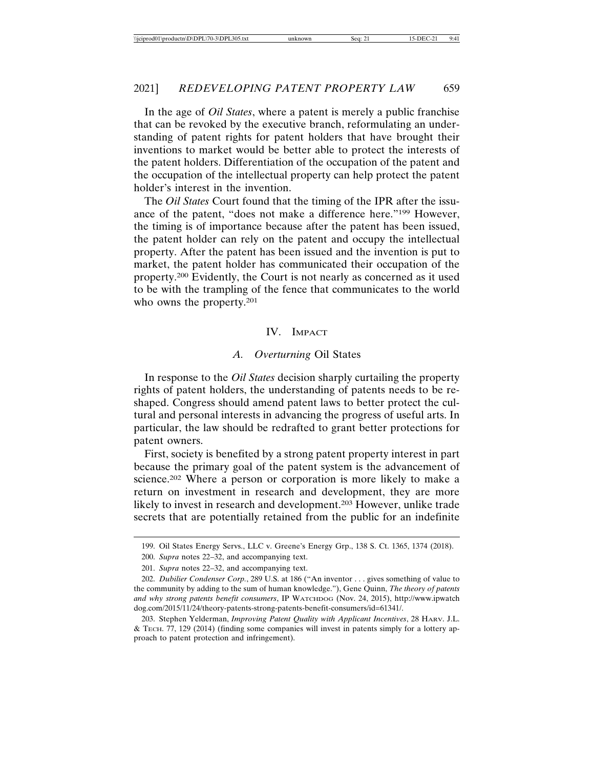In the age of *Oil States*, where a patent is merely a public franchise that can be revoked by the executive branch, reformulating an understanding of patent rights for patent holders that have brought their inventions to market would be better able to protect the interests of the patent holders. Differentiation of the occupation of the patent and the occupation of the intellectual property can help protect the patent holder's interest in the invention.

The *Oil States* Court found that the timing of the IPR after the issuance of the patent, "does not make a difference here."[199] However, the timing is of importance because after the patent has been issued, the patent holder can rely on the patent and occupy the intellectual property. After the patent has been issued and the invention is put to market, the patent holder has communicated their occupation of the property.[200] Evidently, the Court is not nearly as concerned as it used to be with the trampling of the fence that communicates to the world who owns the property.[201]

## IV. Impact

### A. *Overturning* Oil States

In response to the *Oil States* decision sharply curtailing the property rights of patent holders, the understanding of patents needs to be reshaped. Congress should amend patent laws to better protect the cultural and personal interests in advancing the progress of useful arts. In particular, the law should be redrafted to grant better protections for patent owners.

First, society is benefited by a strong patent property interest in part because the primary goal of the patent system is the advancement of science.[202] Where a person or corporation is more likely to make a return on investment in research and development, they are more likely to invest in research and development.[203] However, unlike trade secrets that are potentially retained from the public for an indefinite

---

199. Oil States Energy Servs., LLC v. Greene's Energy Grp., 138 S. Ct. 1365, 1374 (2018).

200. *Supra* notes 22–32, and accompanying text.

201. *Supra* notes 22–32, and accompanying text.

202. *Dubilier Condenser Corp.*, 289 U.S. at 186 ("An inventor . . . gives something of value to the community by adding to the sum of human knowledge."), Gene Quinn, *The theory of patents and why strong patents benefit consumers*, IP Watchdog (Nov. 24, 2015), http://www.ipwatchdog.com/2015/11/24/theory-patents-strong-patents-benefit-consumers/id=61341/.

203. Stephen Yelderman, *Improving Patent Quality with Applicant Incentives*, 28 Harv. J.L. & Tech. 77, 129 (2014) (finding some companies will invest in patents simply for a lottery approach to patent protection and infringement).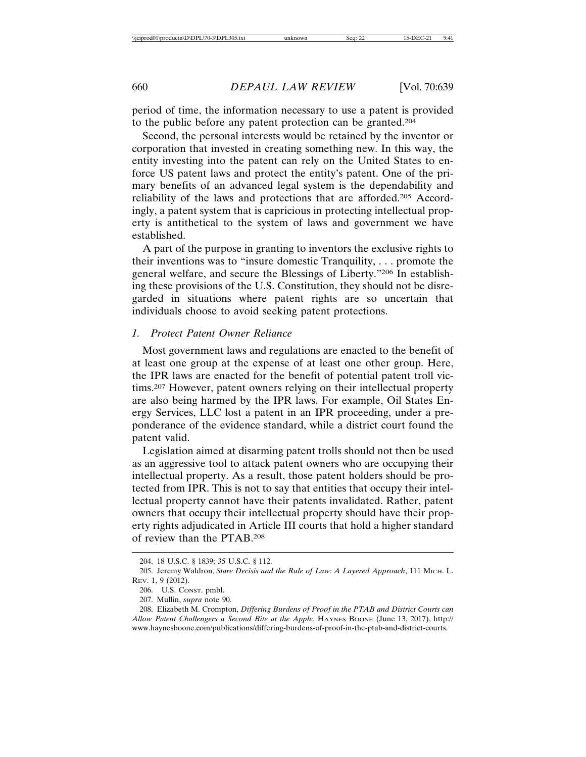period of time, the information necessary to use a patent is provided to the public before any patent protection can be granted.[204]

Second, the personal interests would be retained by the inventor or corporation that invested in creating something new. In this way, the entity investing into the patent can rely on the United States to enforce US patent laws and protect the entity's patent. One of the primary benefits of an advanced legal system is the dependability and reliability of the laws and protections that are afforded.[205] Accordingly, a patent system that is capricious in protecting intellectual property is antithetical to the system of laws and government we have established.

A part of the purpose in granting to inventors the exclusive rights to their inventions was to "insure domestic Tranquility, . . . promote the general welfare, and secure the Blessings of Liberty."[206] In establishing these provisions of the U.S. Constitution, they should not be disregarded in situations where patent rights are so uncertain that individuals choose to avoid seeking patent protections.

### *1. Protect Patent Owner Reliance*

Most government laws and regulations are enacted to the benefit of at least one group at the expense of at least one other group. Here, the IPR laws are enacted for the benefit of potential patent troll victims.[207] However, patent owners relying on their intellectual property are also being harmed by the IPR laws. For example, Oil States Energy Services, LLC lost a patent in an IPR proceeding, under a preponderance of the evidence standard, while a district court found the patent valid.

Legislation aimed at disarming patent trolls should not then be used as an aggressive tool to attack patent owners who are occupying their intellectual property. As a result, those patent holders should be protected from IPR. This is not to say that entities that occupy their intellectual property cannot have their patents invalidated. Rather, patent owners that occupy their intellectual property should have their property rights adjudicated in Article III courts that hold a higher standard of review than the PTAB.[208]

---

204. 18 U.S.C. § 1839; 35 U.S.C. § 112.

205. Jeremy Waldron, *Stare Decisis and the Rule of Law: A Layered Approach*, 111 Mich. L. Rev. 1, 9 (2012).

206. U.S. Const. pmbl.

207. Mullin, *supra* note 90.

208. Elizabeth M. Crompton, *Differing Burdens of Proof in the PTAB and District Courts can Allow Patent Challengers a Second Bite at the Apple*, Haynes Boone (June 13, 2017), http://www.haynesboone.com/publications/differing-burdens-of-proof-in-the-ptab-and-district-courts.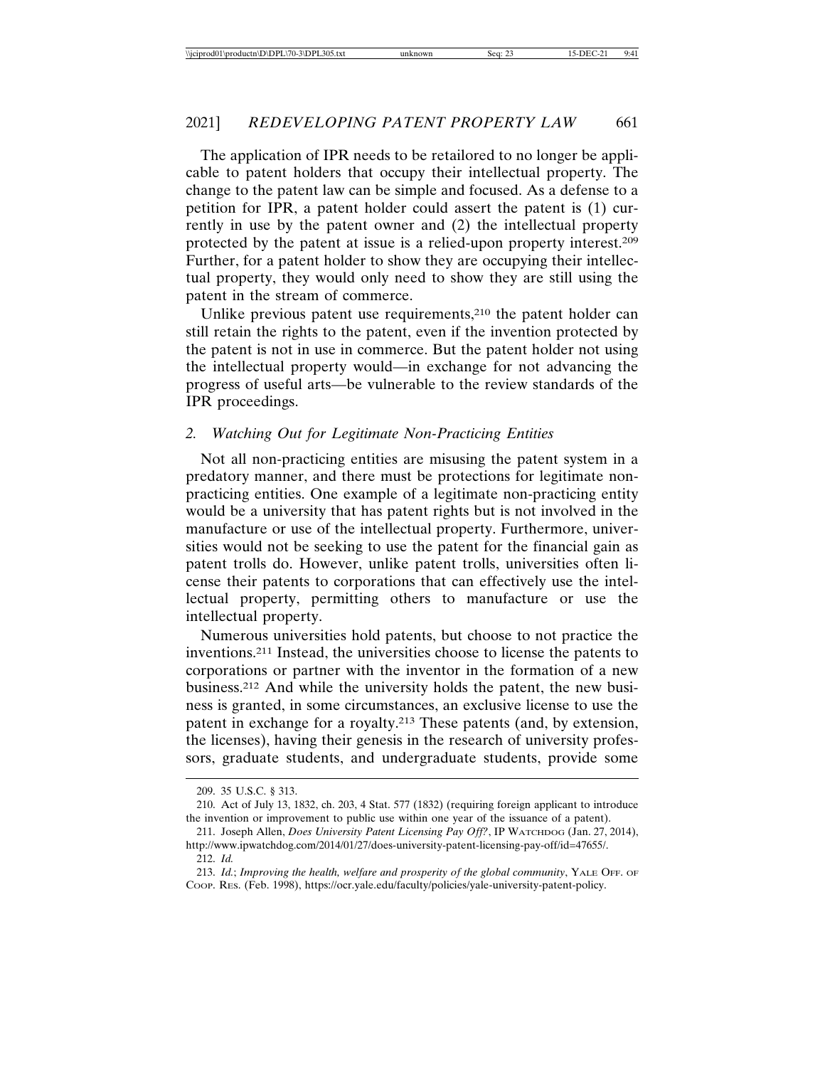The application of IPR needs to be retailored to no longer be applicable to patent holders that occupy their intellectual property. The change to the patent law can be simple and focused. As a defense to a petition for IPR, a patent holder could assert the patent is (1) currently in use by the patent owner and (2) the intellectual property protected by the patent at issue is a relied-upon property interest.[209] Further, for a patent holder to show they are occupying their intellectual property, they would only need to show they are still using the patent in the stream of commerce.

Unlike previous patent use requirements,[210] the patent holder can still retain the rights to the patent, even if the invention protected by the patent is not in use in commerce. But the patent holder not using the intellectual property would—in exchange for not advancing the progress of useful arts—be vulnerable to the review standards of the IPR proceedings.

### 2. *Watching Out for Legitimate Non-Practicing Entities*

Not all non-practicing entities are misusing the patent system in a predatory manner, and there must be protections for legitimate non-practicing entities. One example of a legitimate non-practicing entity would be a university that has patent rights but is not involved in the manufacture or use of the intellectual property. Furthermore, universities would not be seeking to use the patent for the financial gain as patent trolls do. However, unlike patent trolls, universities often license their patents to corporations that can effectively use the intellectual property, permitting others to manufacture or use the intellectual property.

Numerous universities hold patents, but choose to not practice the inventions.[211] Instead, the universities choose to license the patents to corporations or partner with the inventor in the formation of a new business.[212] And while the university holds the patent, the new business is granted, in some circumstances, an exclusive license to use the patent in exchange for a royalty.[213] These patents (and, by extension, the licenses), having their genesis in the research of university professors, graduate students, and undergraduate students, provide some

---

209. 35 U.S.C. § 313.

210. Act of July 13, 1832, ch. 203, 4 Stat. 577 (1832) (requiring foreign applicant to introduce the invention or improvement to public use within one year of the issuance of a patent).

211. Joseph Allen, *Does University Patent Licensing Pay Off?*, IP WATCHDOG (Jan. 27, 2014), http://www.ipwatchdog.com/2014/01/27/does-university-patent-licensing-pay-off/id=47655/.

212. *Id.*

213. *Id.*; *Improving the health, welfare and prosperity of the global community*, YALE OFF. OF COOP. RES. (Feb. 1998), https://ocr.yale.edu/faculty/policies/yale-university-patent-policy.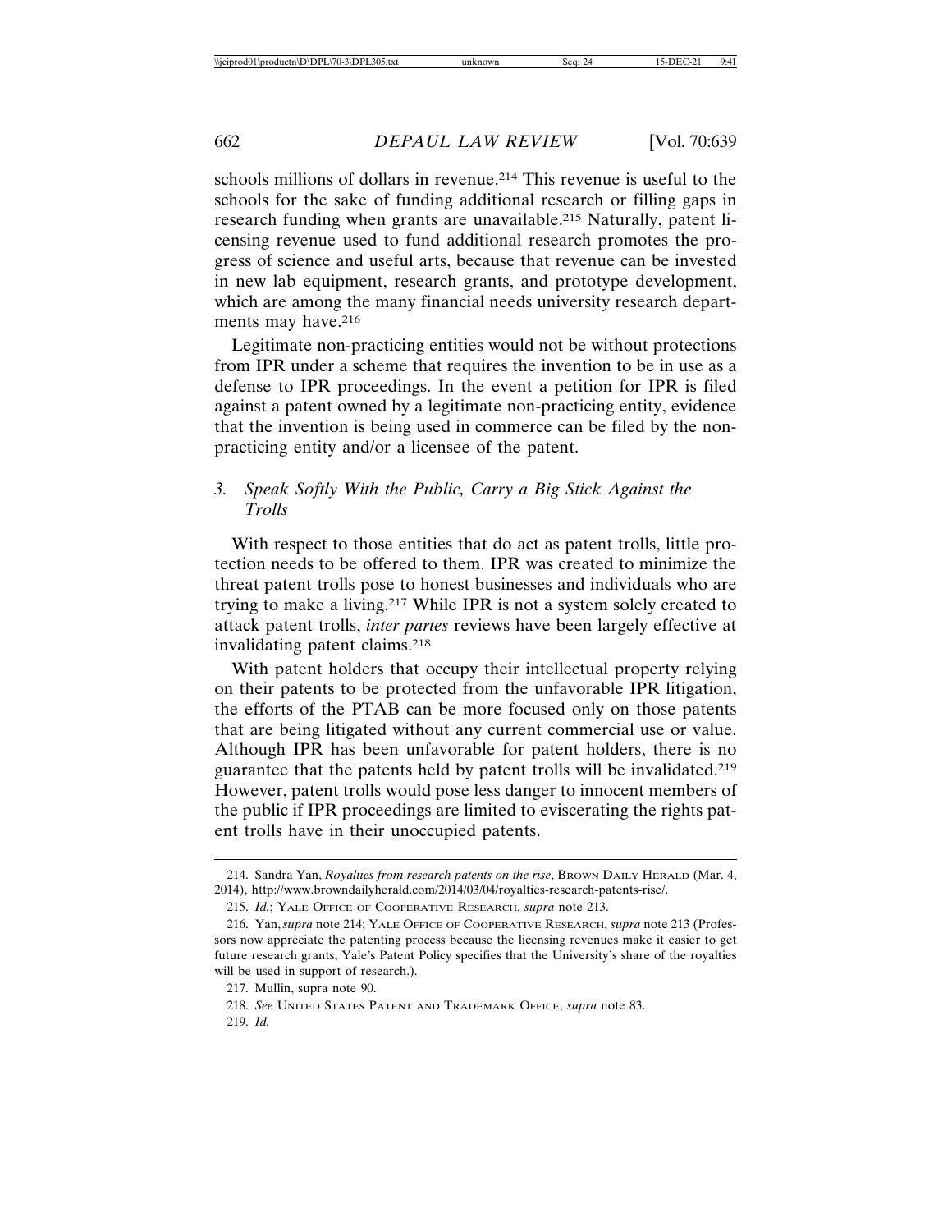schools millions of dollars in revenue.[214] This revenue is useful to the schools for the sake of funding additional research or filling gaps in research funding when grants are unavailable.[215] Naturally, patent licensing revenue used to fund additional research promotes the progress of science and useful arts, because that revenue can be invested in new lab equipment, research grants, and prototype development, which are among the many financial needs university research departments may have.[216]

Legitimate non-practicing entities would not be without protections from IPR under a scheme that requires the invention to be in use as a defense to IPR proceedings. In the event a petition for IPR is filed against a patent owned by a legitimate non-practicing entity, evidence that the invention is being used in commerce can be filed by the non-practicing entity and/or a licensee of the patent.

### 3. *Speak Softly With the Public, Carry a Big Stick Against the Trolls*

With respect to those entities that do act as patent trolls, little protection needs to be offered to them. IPR was created to minimize the threat patent trolls pose to honest businesses and individuals who are trying to make a living.[217] While IPR is not a system solely created to attack patent trolls, *inter partes* reviews have been largely effective at invalidating patent claims.[218]

With patent holders that occupy their intellectual property relying on their patents to be protected from the unfavorable IPR litigation, the efforts of the PTAB can be more focused only on those patents that are being litigated without any current commercial use or value. Although IPR has been unfavorable for patent holders, there is no guarantee that the patents held by patent trolls will be invalidated.[219] However, patent trolls would pose less danger to innocent members of the public if IPR proceedings are limited to eviscerating the rights patent trolls have in their unoccupied patents.

---

214. Sandra Yan, *Royalties from research patents on the rise*, Brown Daily Herald (Mar. 4, 2014), http://www.browndailyherald.com/2014/03/04/royalties-research-patents-rise/.

215. *Id.*; Yale Office of Cooperative Research, *supra* note 213.

216. Yan, *supra* note 214; Yale Office of Cooperative Research, *supra* note 213 (Professors now appreciate the patenting process because the licensing revenues make it easier to get future research grants; Yale's Patent Policy specifies that the University's share of the royalties will be used in support of research.).

217. Mullin, supra note 90.

218. *See* United States Patent and Trademark Office, *supra* note 83.

219. *Id.*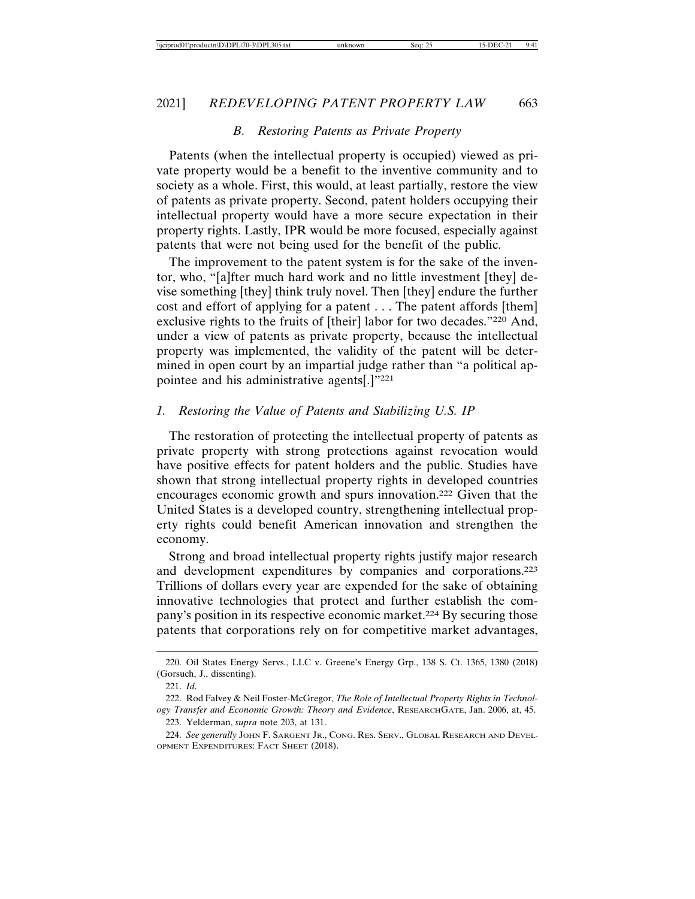### *B. Restoring Patents as Private Property*

Patents (when the intellectual property is occupied) viewed as private property would be a benefit to the inventive community and to society as a whole. First, this would, at least partially, restore the view of patents as private property. Second, patent holders occupying their intellectual property would have a more secure expectation in their property rights. Lastly, IPR would be more focused, especially against patents that were not being used for the benefit of the public.

The improvement to the patent system is for the sake of the inventor, who, "[a]fter much hard work and no little investment [they] devise something [they] think truly novel. Then [they] endure the further cost and effort of applying for a patent . . . The patent affords [them] exclusive rights to the fruits of [their] labor for two decades."[220] And, under a view of patents as private property, because the intellectual property was implemented, the validity of the patent will be determined in open court by an impartial judge rather than "a political appointee and his administrative agents[.]"[221]

#### *1. Restoring the Value of Patents and Stabilizing U.S. IP*

The restoration of protecting the intellectual property of patents as private property with strong protections against revocation would have positive effects for patent holders and the public. Studies have shown that strong intellectual property rights in developed countries encourages economic growth and spurs innovation.[222] Given that the United States is a developed country, strengthening intellectual property rights could benefit American innovation and strengthen the economy.

Strong and broad intellectual property rights justify major research and development expenditures by companies and corporations.[223] Trillions of dollars every year are expended for the sake of obtaining innovative technologies that protect and further establish the company's position in its respective economic market.[224] By securing those patents that corporations rely on for competitive market advantages,

---

220. Oil States Energy Servs., LLC v. Greene's Energy Grp., 138 S. Ct. 1365, 1380 (2018) (Gorsuch, J., dissenting).

221. *Id*.

222. Rod Falvey & Neil Foster-McGregor, *The Role of Intellectual Property Rights in Technology Transfer and Economic Growth: Theory and Evidence*, ResearchGate, Jan. 2006, at, 45.

223. Yelderman, *supra* note 203, at 131.

224. *See generally* John F. Sargent Jr., Cong. Res. Serv., Global Research and Development Expenditures: Fact Sheet (2018).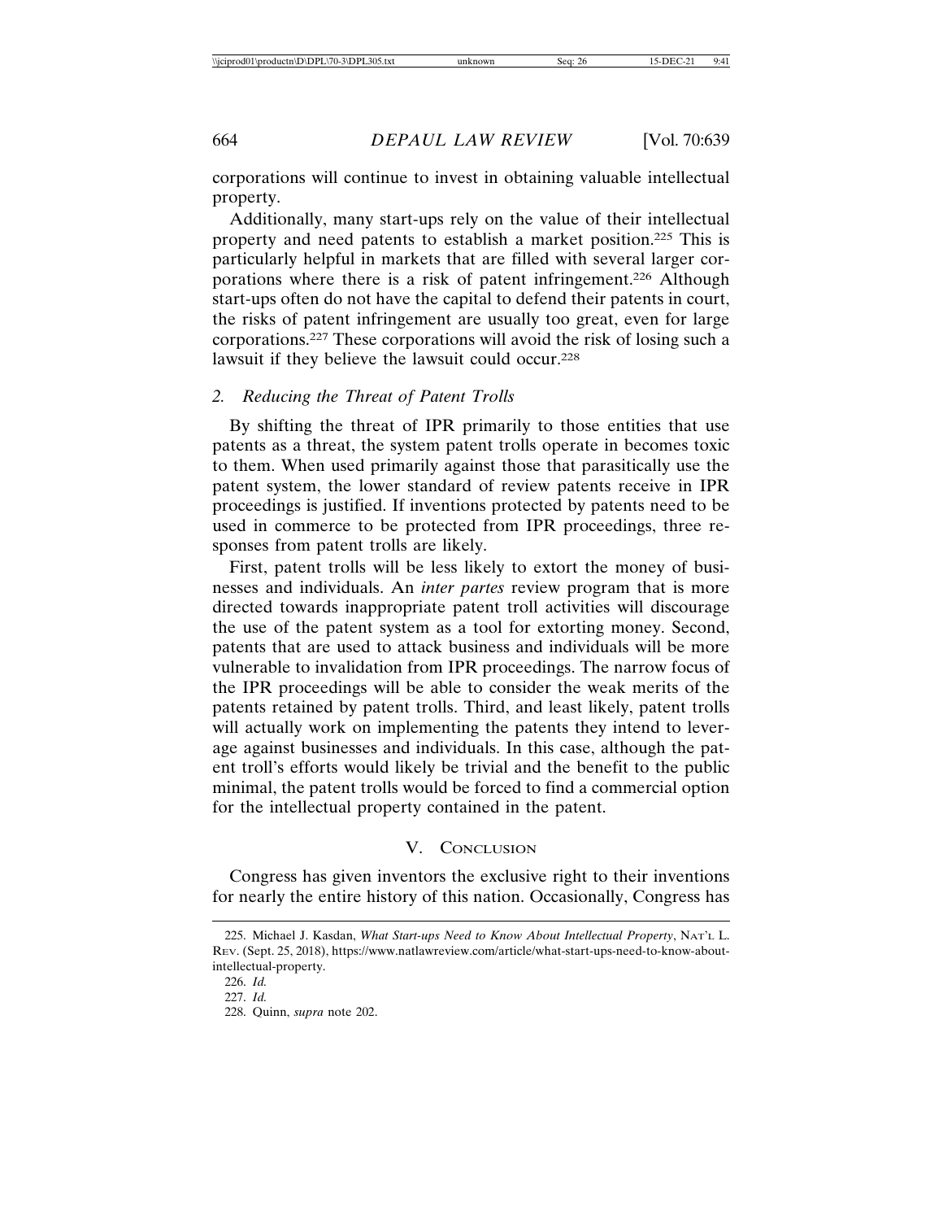corporations will continue to invest in obtaining valuable intellectual property.

Additionally, many start-ups rely on the value of their intellectual property and need patents to establish a market position.[225] This is particularly helpful in markets that are filled with several larger corporations where there is a risk of patent infringement.[226] Although start-ups often do not have the capital to defend their patents in court, the risks of patent infringement are usually too great, even for large corporations.[227] These corporations will avoid the risk of losing such a lawsuit if they believe the lawsuit could occur.[228]

### 2. *Reducing the Threat of Patent Trolls*

By shifting the threat of IPR primarily to those entities that use patents as a threat, the system patent trolls operate in becomes toxic to them. When used primarily against those that parasitically use the patent system, the lower standard of review patents receive in IPR proceedings is justified. If inventions protected by patents need to be used in commerce to be protected from IPR proceedings, three responses from patent trolls are likely.

First, patent trolls will be less likely to extort the money of businesses and individuals. An *inter partes* review program that is more directed towards inappropriate patent troll activities will discourage the use of the patent system as a tool for extorting money. Second, patents that are used to attack business and individuals will be more vulnerable to invalidation from IPR proceedings. The narrow focus of the IPR proceedings will be able to consider the weak merits of the patents retained by patent trolls. Third, and least likely, patent trolls will actually work on implementing the patents they intend to leverage against businesses and individuals. In this case, although the patent troll's efforts would likely be trivial and the benefit to the public minimal, the patent trolls would be forced to find a commercial option for the intellectual property contained in the patent.

## V. Conclusion

Congress has given inventors the exclusive right to their inventions for nearly the entire history of this nation. Occasionally, Congress has

---

225. Michael J. Kasdan, *What Start-ups Need to Know About Intellectual Property*, Nat'l L. Rev. (Sept. 25, 2018), https://www.natlawreview.com/article/what-start-ups-need-to-know-about-intellectual-property.

226. *Id.*

227. *Id.*

228. Quinn, *supra* note 202.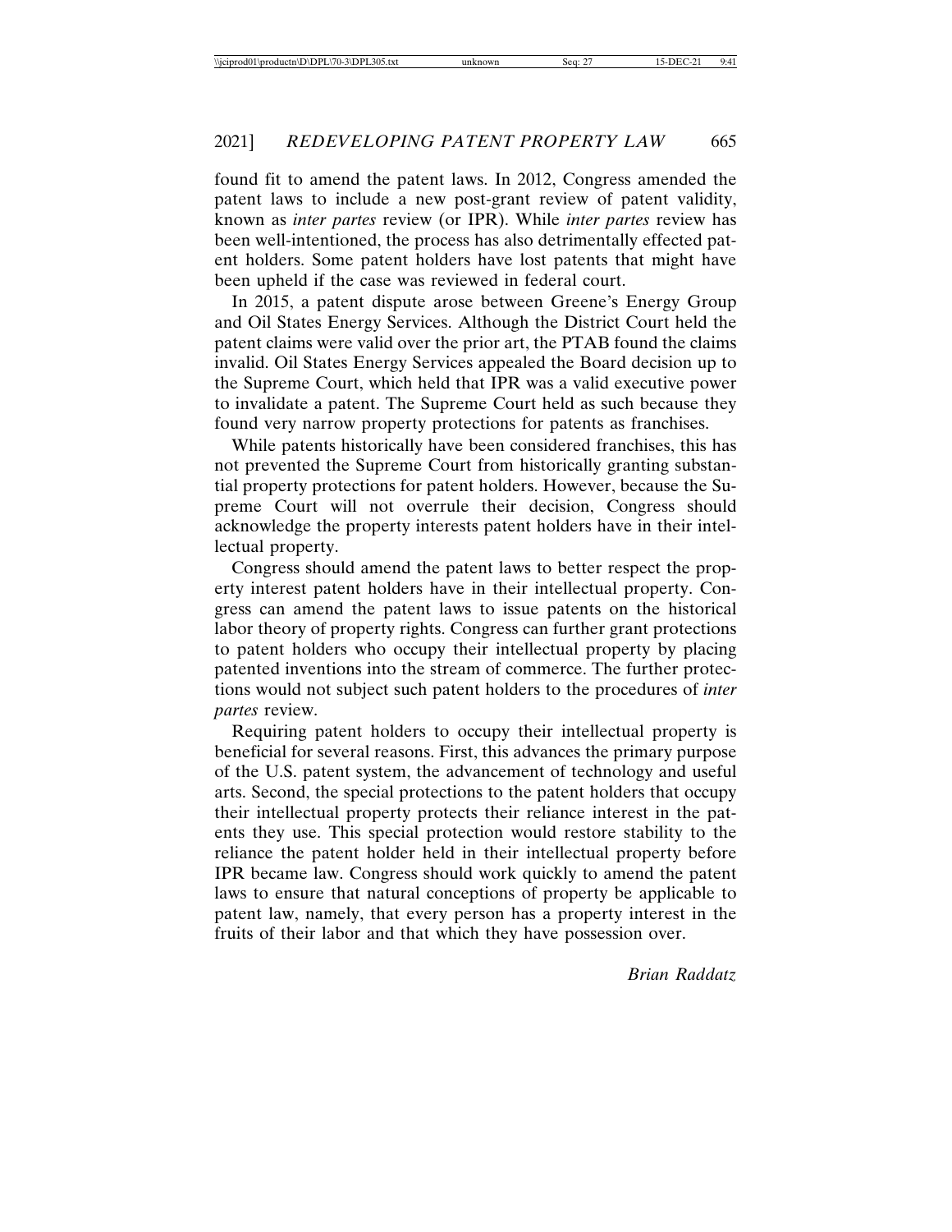found fit to amend the patent laws. In 2012, Congress amended the patent laws to include a new post-grant review of patent validity, known as *inter partes* review (or IPR). While *inter partes* review has been well-intentioned, the process has also detrimentally effected patent holders. Some patent holders have lost patents that might have been upheld if the case was reviewed in federal court.

In 2015, a patent dispute arose between Greene's Energy Group and Oil States Energy Services. Although the District Court held the patent claims were valid over the prior art, the PTAB found the claims invalid. Oil States Energy Services appealed the Board decision up to the Supreme Court, which held that IPR was a valid executive power to invalidate a patent. The Supreme Court held as such because they found very narrow property protections for patents as franchises.

While patents historically have been considered franchises, this has not prevented the Supreme Court from historically granting substantial property protections for patent holders. However, because the Supreme Court will not overrule their decision, Congress should acknowledge the property interests patent holders have in their intellectual property.

Congress should amend the patent laws to better respect the property interest patent holders have in their intellectual property. Congress can amend the patent laws to issue patents on the historical labor theory of property rights. Congress can further grant protections to patent holders who occupy their intellectual property by placing patented inventions into the stream of commerce. The further protections would not subject such patent holders to the procedures of *inter partes* review.

Requiring patent holders to occupy their intellectual property is beneficial for several reasons. First, this advances the primary purpose of the U.S. patent system, the advancement of technology and useful arts. Second, the special protections to the patent holders that occupy their intellectual property protects their reliance interest in the patents they use. This special protection would restore stability to the reliance the patent holder held in their intellectual property before IPR became law. Congress should work quickly to amend the patent laws to ensure that natural conceptions of property be applicable to patent law, namely, that every person has a property interest in the fruits of their labor and that which they have possession over.

*Brian Raddatz*